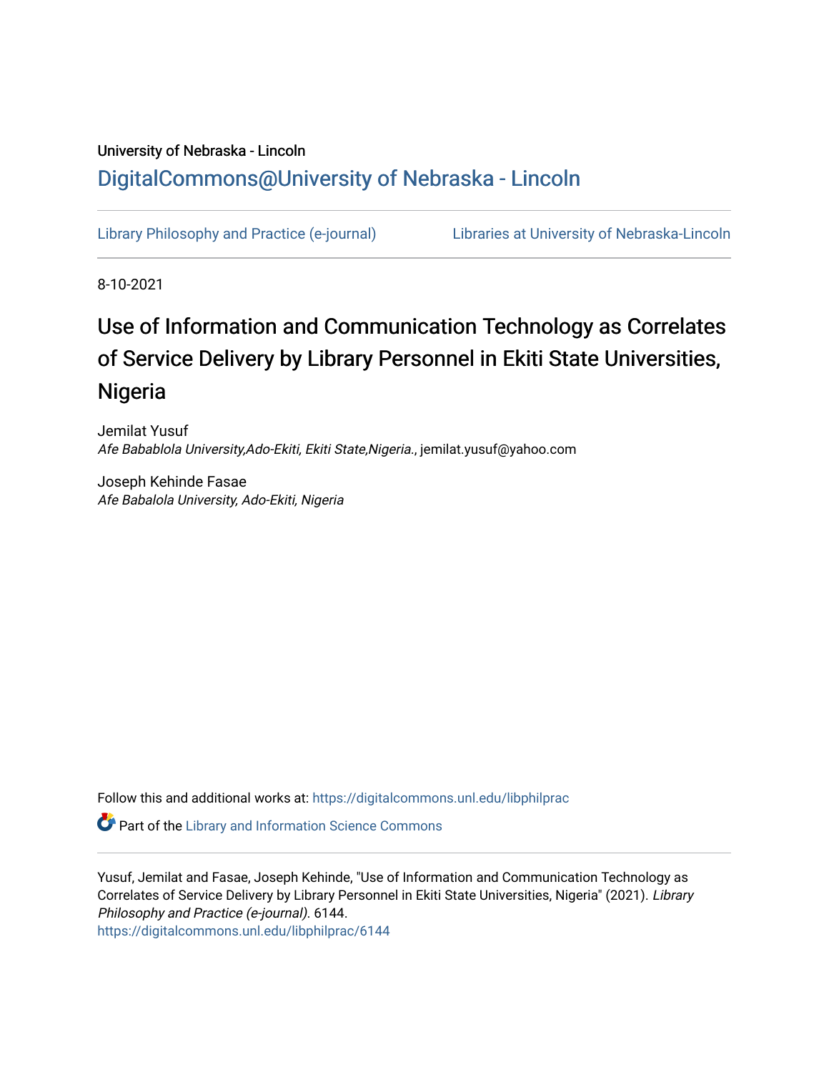University of Nebraska - Lincoln

## DigitalCommons@University of Nebraska - Lincoln

Library Philosophy and Practice (e-journal)    Libraries at University of Nebraska-Lincoln

8-10-2021

# Use of Information and Communication Technology as Correlates of Service Delivery by Library Personnel in Ekiti State Universities, Nigeria

Jemilat Yusuf
*Afe Bababl​ola University,Ado-Ekiti, Ekiti State,Nigeria.*, jemilat.yusuf@yahoo.com

Joseph Kehinde Fasae
*Afe Babalola University, Ado-Ekiti, Nigeria*

Follow this and additional works at: https://digitalcommons.unl.edu/libphilprac

Part of the Library and Information Science Commons

Yusuf, Jemilat and Fasae, Joseph Kehinde, "Use of Information and Communication Technology as Correlates of Service Delivery by Library Personnel in Ekiti State Universities, Nigeria" (2021). *Library Philosophy and Practice (e-journal)*. 6144.
https://digitalcommons.unl.edu/libphilprac/6144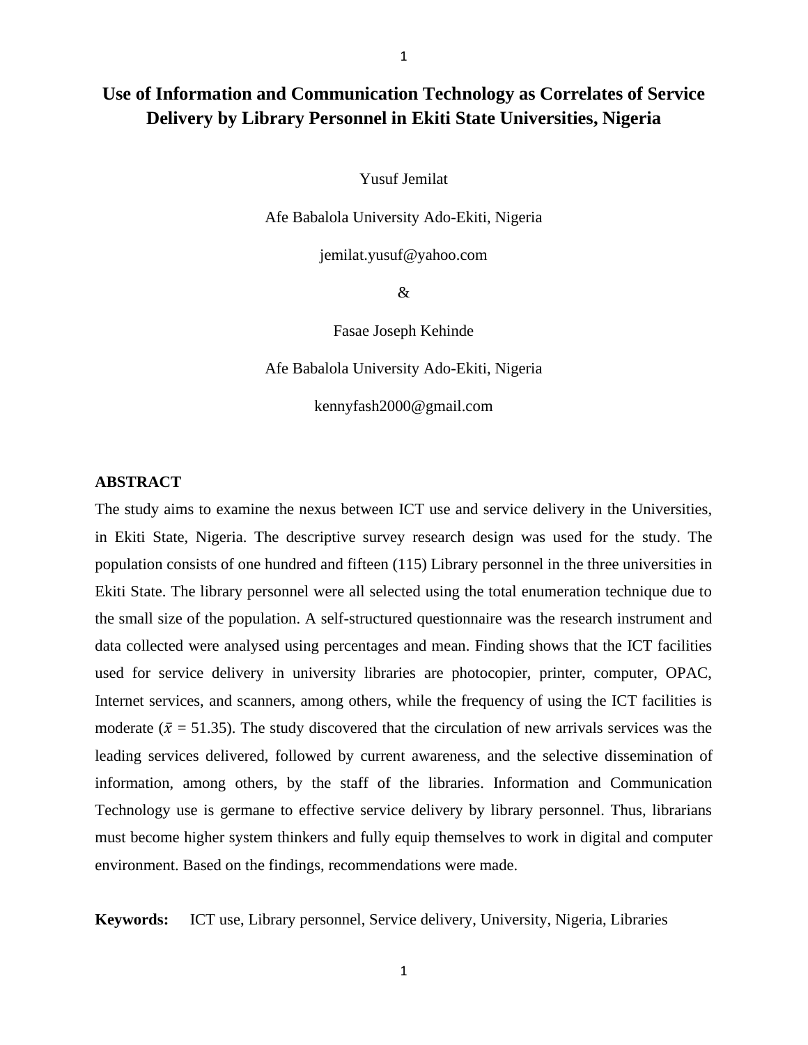# Use of Information and Communication Technology as Correlates of Service Delivery by Library Personnel in Ekiti State Universities, Nigeria

Yusuf Jemilat

Afe Babalola University Ado-Ekiti, Nigeria

jemilat.yusuf@yahoo.com

&

Fasae Joseph Kehinde

Afe Babalola University Ado-Ekiti, Nigeria

kennyfash2000@gmail.com

## ABSTRACT

The study aims to examine the nexus between ICT use and service delivery in the Universities, in Ekiti State, Nigeria. The descriptive survey research design was used for the study. The population consists of one hundred and fifteen (115) Library personnel in the three universities in Ekiti State. The library personnel were all selected using the total enumeration technique due to the small size of the population. A self-structured questionnaire was the research instrument and data collected were analysed using percentages and mean. Finding shows that the ICT facilities used for service delivery in university libraries are photocopier, printer, computer, OPAC, Internet services, and scanners, among others, while the frequency of using the ICT facilities is moderate ($\bar{x}$ = 51.35). The study discovered that the circulation of new arrivals services was the leading services delivered, followed by current awareness, and the selective dissemination of information, among others, by the staff of the libraries. Information and Communication Technology use is germane to effective service delivery by library personnel. Thus, librarians must become higher system thinkers and fully equip themselves to work in digital and computer environment. Based on the findings, recommendations were made.

**Keywords:** ICT use, Library personnel, Service delivery, University, Nigeria, Libraries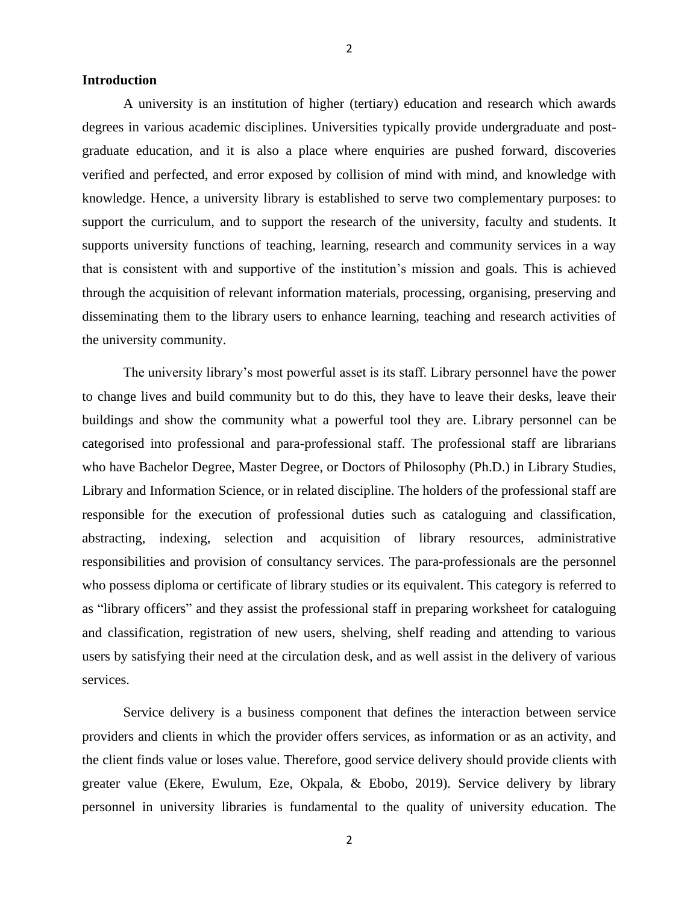**Introduction**

A university is an institution of higher (tertiary) education and research which awards degrees in various academic disciplines. Universities typically provide undergraduate and post-graduate education, and it is also a place where enquiries are pushed forward, discoveries verified and perfected, and error exposed by collision of mind with mind, and knowledge with knowledge. Hence, a university library is established to serve two complementary purposes: to support the curriculum, and to support the research of the university, faculty and students. It supports university functions of teaching, learning, research and community services in a way that is consistent with and supportive of the institution's mission and goals. This is achieved through the acquisition of relevant information materials, processing, organising, preserving and disseminating them to the library users to enhance learning, teaching and research activities of the university community.

The university library's most powerful asset is its staff. Library personnel have the power to change lives and build community but to do this, they have to leave their desks, leave their buildings and show the community what a powerful tool they are. Library personnel can be categorised into professional and para-professional staff. The professional staff are librarians who have Bachelor Degree, Master Degree, or Doctors of Philosophy (Ph.D.) in Library Studies, Library and Information Science, or in related discipline. The holders of the professional staff are responsible for the execution of professional duties such as cataloguing and classification, abstracting, indexing, selection and acquisition of library resources, administrative responsibilities and provision of consultancy services. The para-professionals are the personnel who possess diploma or certificate of library studies or its equivalent. This category is referred to as "library officers" and they assist the professional staff in preparing worksheet for cataloguing and classification, registration of new users, shelving, shelf reading and attending to various users by satisfying their need at the circulation desk, and as well assist in the delivery of various services.

Service delivery is a business component that defines the interaction between service providers and clients in which the provider offers services, as information or as an activity, and the client finds value or loses value. Therefore, good service delivery should provide clients with greater value (Ekere, Ewulum, Eze, Okpala, & Ebobo, 2019). Service delivery by library personnel in university libraries is fundamental to the quality of university education. The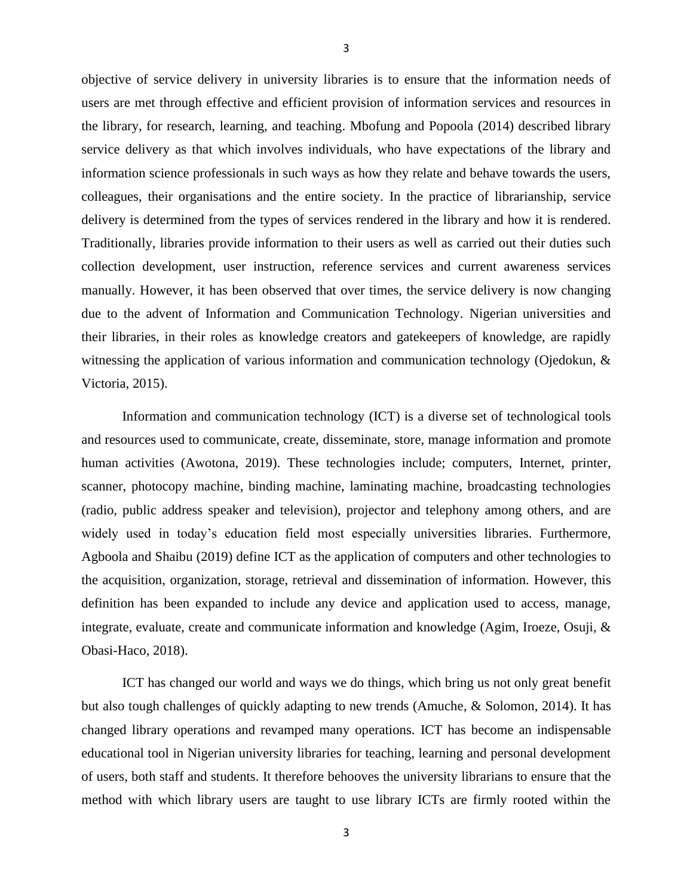objective of service delivery in university libraries is to ensure that the information needs of users are met through effective and efficient provision of information services and resources in the library, for research, learning, and teaching. Mbofung and Popoola (2014) described library service delivery as that which involves individuals, who have expectations of the library and information science professionals in such ways as how they relate and behave towards the users, colleagues, their organisations and the entire society. In the practice of librarianship, service delivery is determined from the types of services rendered in the library and how it is rendered. Traditionally, libraries provide information to their users as well as carried out their duties such collection development, user instruction, reference services and current awareness services manually. However, it has been observed that over times, the service delivery is now changing due to the advent of Information and Communication Technology. Nigerian universities and their libraries, in their roles as knowledge creators and gatekeepers of knowledge, are rapidly witnessing the application of various information and communication technology (Ojedokun, & Victoria, 2015).

Information and communication technology (ICT) is a diverse set of technological tools and resources used to communicate, create, disseminate, store, manage information and promote human activities (Awotona, 2019). These technologies include; computers, Internet, printer, scanner, photocopy machine, binding machine, laminating machine, broadcasting technologies (radio, public address speaker and television), projector and telephony among others, and are widely used in today's education field most especially universities libraries. Furthermore, Agboola and Shaibu (2019) define ICT as the application of computers and other technologies to the acquisition, organization, storage, retrieval and dissemination of information. However, this definition has been expanded to include any device and application used to access, manage, integrate, evaluate, create and communicate information and knowledge (Agim, Iroeze, Osuji, & Obasi-Haco, 2018).

ICT has changed our world and ways we do things, which bring us not only great benefit but also tough challenges of quickly adapting to new trends (Amuche, & Solomon, 2014). It has changed library operations and revamped many operations. ICT has become an indispensable educational tool in Nigerian university libraries for teaching, learning and personal development of users, both staff and students. It therefore behooves the university librarians to ensure that the method with which library users are taught to use library ICTs are firmly rooted within the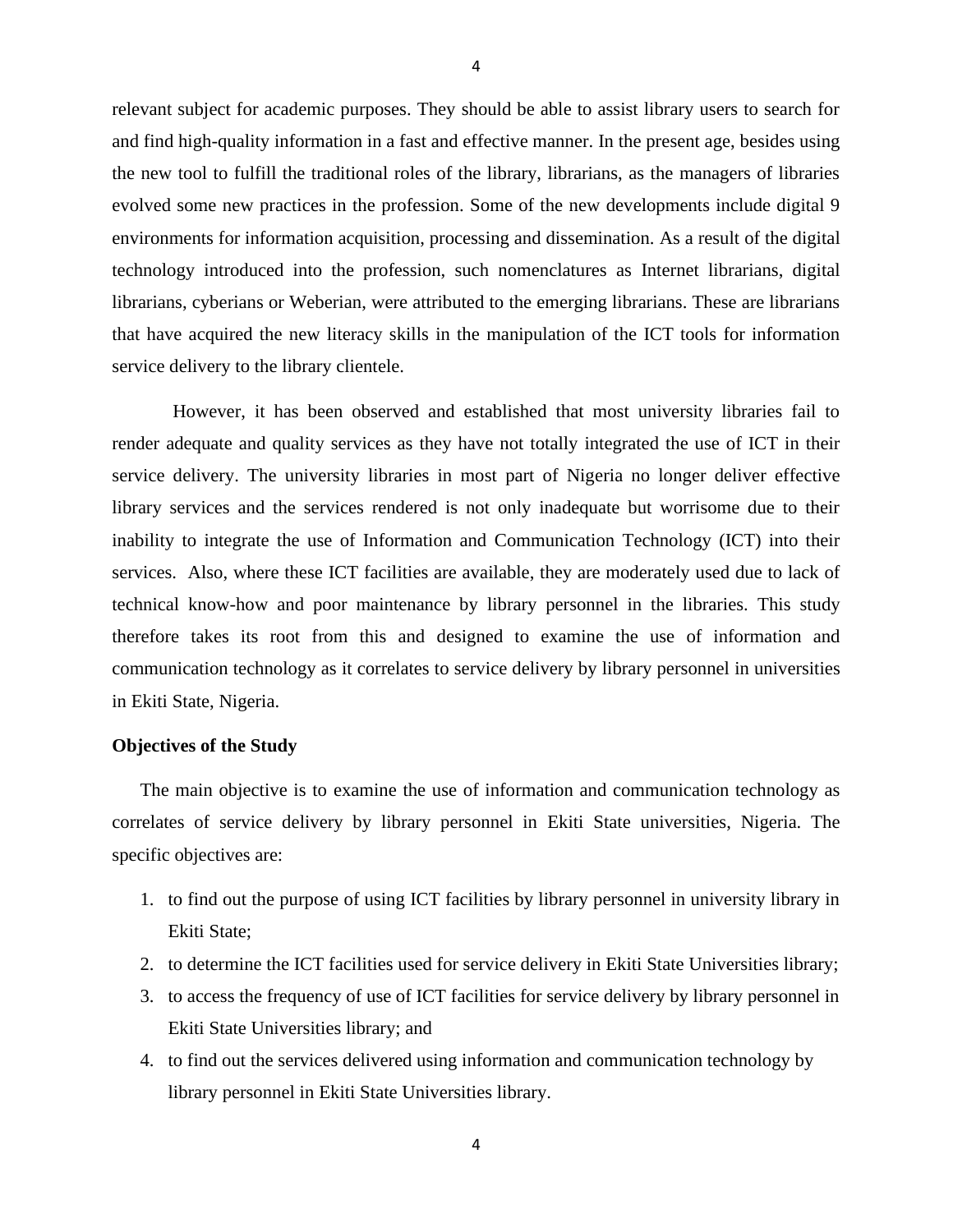relevant subject for academic purposes. They should be able to assist library users to search for and find high-quality information in a fast and effective manner. In the present age, besides using the new tool to fulfill the traditional roles of the library, librarians, as the managers of libraries evolved some new practices in the profession. Some of the new developments include digital 9 environments for information acquisition, processing and dissemination. As a result of the digital technology introduced into the profession, such nomenclatures as Internet librarians, digital librarians, cyberians or Weberian, were attributed to the emerging librarians. These are librarians that have acquired the new literacy skills in the manipulation of the ICT tools for information service delivery to the library clientele.

However, it has been observed and established that most university libraries fail to render adequate and quality services as they have not totally integrated the use of ICT in their service delivery. The university libraries in most part of Nigeria no longer deliver effective library services and the services rendered is not only inadequate but worrisome due to their inability to integrate the use of Information and Communication Technology (ICT) into their services. Also, where these ICT facilities are available, they are moderately used due to lack of technical know-how and poor maintenance by library personnel in the libraries. This study therefore takes its root from this and designed to examine the use of information and communication technology as it correlates to service delivery by library personnel in universities in Ekiti State, Nigeria.

**Objectives of the Study**

The main objective is to examine the use of information and communication technology as correlates of service delivery by library personnel in Ekiti State universities, Nigeria. The specific objectives are:

1. to find out the purpose of using ICT facilities by library personnel in university library in Ekiti State;
2. to determine the ICT facilities used for service delivery in Ekiti State Universities library;
3. to access the frequency of use of ICT facilities for service delivery by library personnel in Ekiti State Universities library; and
4. to find out the services delivered using information and communication technology by library personnel in Ekiti State Universities library.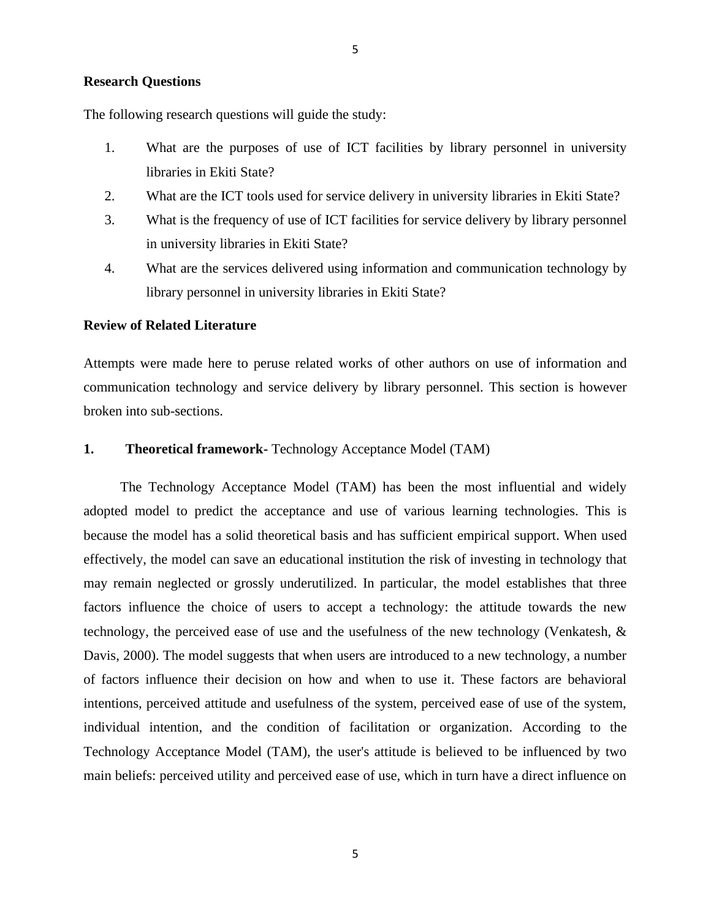**Research Questions**

The following research questions will guide the study:

1. What are the purposes of use of ICT facilities by library personnel in university libraries in Ekiti State?
2. What are the ICT tools used for service delivery in university libraries in Ekiti State?
3. What is the frequency of use of ICT facilities for service delivery by library personnel in university libraries in Ekiti State?
4. What are the services delivered using information and communication technology by library personnel in university libraries in Ekiti State?

**Review of Related Literature**

Attempts were made here to peruse related works of other authors on use of information and communication technology and service delivery by library personnel. This section is however broken into sub-sections.

**1. Theoretical framework-** Technology Acceptance Model (TAM)

The Technology Acceptance Model (TAM) has been the most influential and widely adopted model to predict the acceptance and use of various learning technologies. This is because the model has a solid theoretical basis and has sufficient empirical support. When used effectively, the model can save an educational institution the risk of investing in technology that may remain neglected or grossly underutilized. In particular, the model establishes that three factors influence the choice of users to accept a technology: the attitude towards the new technology, the perceived ease of use and the usefulness of the new technology (Venkatesh, & Davis, 2000). The model suggests that when users are introduced to a new technology, a number of factors influence their decision on how and when to use it. These factors are behavioral intentions, perceived attitude and usefulness of the system, perceived ease of use of the system, individual intention, and the condition of facilitation or organization. According to the Technology Acceptance Model (TAM), the user's attitude is believed to be influenced by two main beliefs: perceived utility and perceived ease of use, which in turn have a direct influence on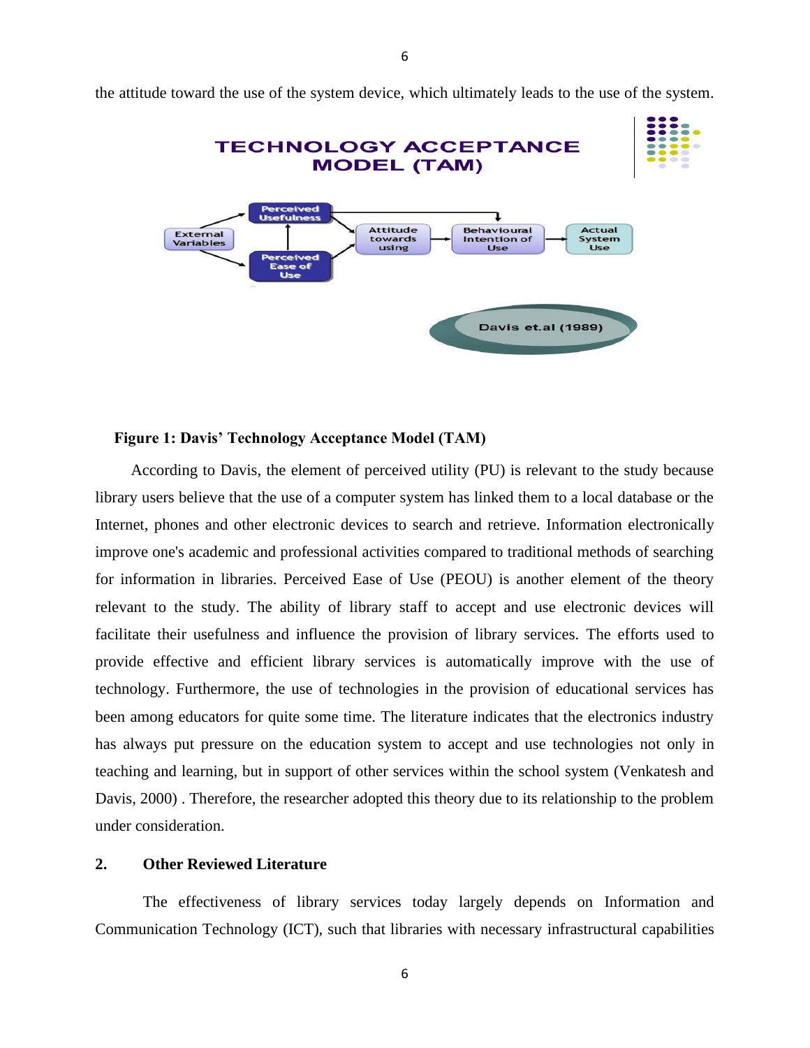the attitude toward the use of the system device, which ultimately leads to the use of the system.

**Figure 1: Davis' Technology Acceptance Model (TAM)**

According to Davis, the element of perceived utility (PU) is relevant to the study because library users believe that the use of a computer system has linked them to a local database or the Internet, phones and other electronic devices to search and retrieve. Information electronically improve one's academic and professional activities compared to traditional methods of searching for information in libraries. Perceived Ease of Use (PEOU) is another element of the theory relevant to the study. The ability of library staff to accept and use electronic devices will facilitate their usefulness and influence the provision of library services. The efforts used to provide effective and efficient library services is automatically improve with the use of technology. Furthermore, the use of technologies in the provision of educational services has been among educators for quite some time. The literature indicates that the electronics industry has always put pressure on the education system to accept and use technologies not only in teaching and learning, but in support of other services within the school system (Venkatesh and Davis, 2000) . Therefore, the researcher adopted this theory due to its relationship to the problem under consideration.

## 2. Other Reviewed Literature

The effectiveness of library services today largely depends on Information and Communication Technology (ICT), such that libraries with necessary infrastructural capabilities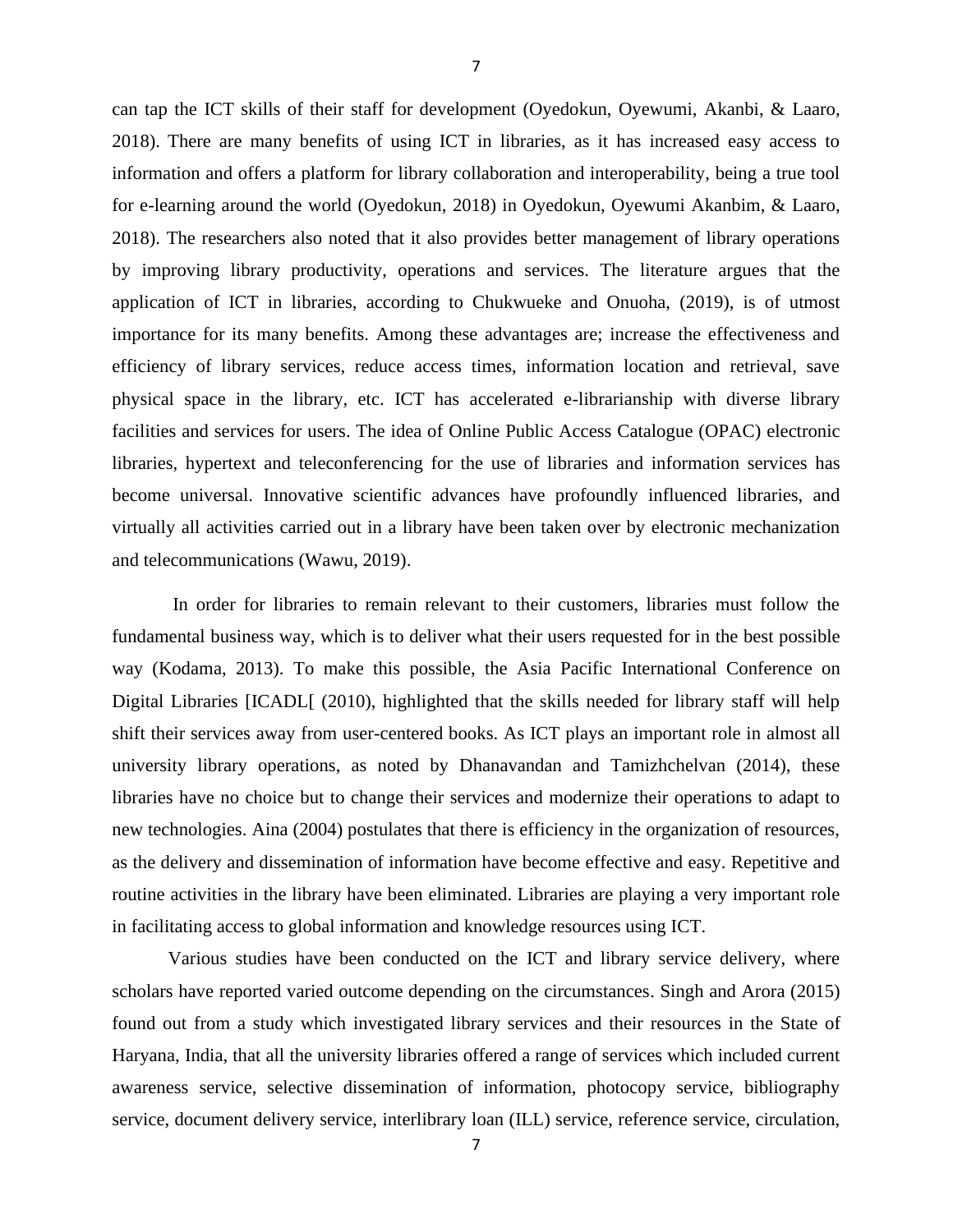can tap the ICT skills of their staff for development (Oyedokun, Oyewumi, Akanbi, & Laaro, 2018). There are many benefits of using ICT in libraries, as it has increased easy access to information and offers a platform for library collaboration and interoperability, being a true tool for e-learning around the world (Oyedokun, 2018) in Oyedokun, Oyewumi Akanbim, & Laaro, 2018). The researchers also noted that it also provides better management of library operations by improving library productivity, operations and services. The literature argues that the application of ICT in libraries, according to Chukwueke and Onuoha, (2019), is of utmost importance for its many benefits. Among these advantages are; increase the effectiveness and efficiency of library services, reduce access times, information location and retrieval, save physical space in the library, etc. ICT has accelerated e-librarianship with diverse library facilities and services for users. The idea of Online Public Access Catalogue (OPAC) electronic libraries, hypertext and teleconferencing for the use of libraries and information services has become universal. Innovative scientific advances have profoundly influenced libraries, and virtually all activities carried out in a library have been taken over by electronic mechanization and telecommunications (Wawu, 2019).

In order for libraries to remain relevant to their customers, libraries must follow the fundamental business way, which is to deliver what their users requested for in the best possible way (Kodama, 2013). To make this possible, the Asia Pacific International Conference on Digital Libraries [ICADL[ (2010), highlighted that the skills needed for library staff will help shift their services away from user-centered books. As ICT plays an important role in almost all university library operations, as noted by Dhanavandan and Tamizhchelvan (2014), these libraries have no choice but to change their services and modernize their operations to adapt to new technologies. Aina (2004) postulates that there is efficiency in the organization of resources, as the delivery and dissemination of information have become effective and easy. Repetitive and routine activities in the library have been eliminated. Libraries are playing a very important role in facilitating access to global information and knowledge resources using ICT.

Various studies have been conducted on the ICT and library service delivery, where scholars have reported varied outcome depending on the circumstances. Singh and Arora (2015) found out from a study which investigated library services and their resources in the State of Haryana, India, that all the university libraries offered a range of services which included current awareness service, selective dissemination of information, photocopy service, bibliography service, document delivery service, interlibrary loan (ILL) service, reference service, circulation,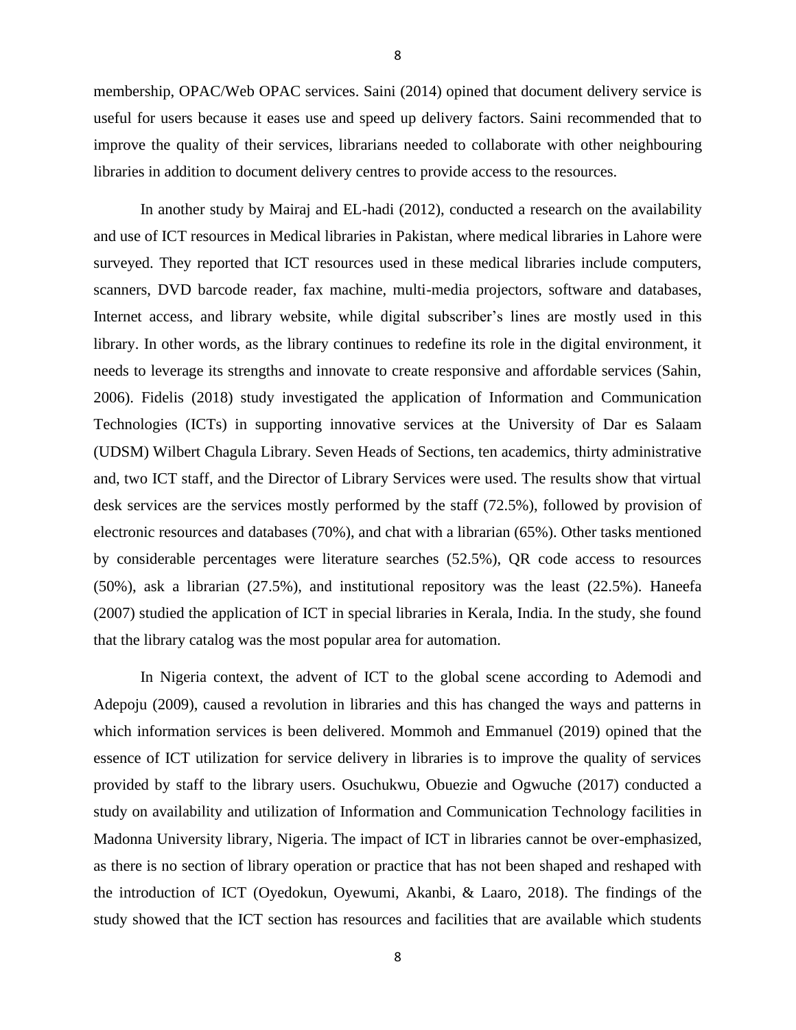membership, OPAC/Web OPAC services. Saini (2014) opined that document delivery service is useful for users because it eases use and speed up delivery factors. Saini recommended that to improve the quality of their services, librarians needed to collaborate with other neighbouring libraries in addition to document delivery centres to provide access to the resources.

In another study by Mairaj and EL-hadi (2012), conducted a research on the availability and use of ICT resources in Medical libraries in Pakistan, where medical libraries in Lahore were surveyed. They reported that ICT resources used in these medical libraries include computers, scanners, DVD barcode reader, fax machine, multi-media projectors, software and databases, Internet access, and library website, while digital subscriber's lines are mostly used in this library. In other words, as the library continues to redefine its role in the digital environment, it needs to leverage its strengths and innovate to create responsive and affordable services (Sahin, 2006). Fidelis (2018) study investigated the application of Information and Communication Technologies (ICTs) in supporting innovative services at the University of Dar es Salaam (UDSM) Wilbert Chagula Library. Seven Heads of Sections, ten academics, thirty administrative and, two ICT staff, and the Director of Library Services were used. The results show that virtual desk services are the services mostly performed by the staff (72.5%), followed by provision of electronic resources and databases (70%), and chat with a librarian (65%). Other tasks mentioned by considerable percentages were literature searches (52.5%), QR code access to resources (50%), ask a librarian (27.5%), and institutional repository was the least (22.5%). Haneefa (2007) studied the application of ICT in special libraries in Kerala, India. In the study, she found that the library catalog was the most popular area for automation.

In Nigeria context, the advent of ICT to the global scene according to Ademodi and Adepoju (2009), caused a revolution in libraries and this has changed the ways and patterns in which information services is been delivered. Mommoh and Emmanuel (2019) opined that the essence of ICT utilization for service delivery in libraries is to improve the quality of services provided by staff to the library users. Osuchukwu, Obuezie and Ogwuche (2017) conducted a study on availability and utilization of Information and Communication Technology facilities in Madonna University library, Nigeria. The impact of ICT in libraries cannot be over-emphasized, as there is no section of library operation or practice that has not been shaped and reshaped with the introduction of ICT (Oyedokun, Oyewumi, Akanbi, & Laaro, 2018). The findings of the study showed that the ICT section has resources and facilities that are available which students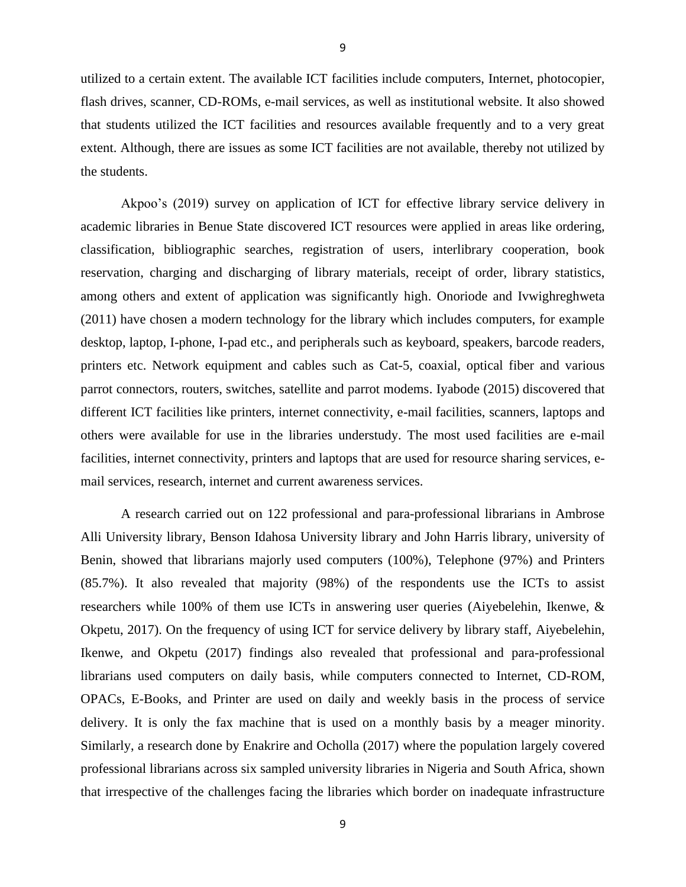utilized to a certain extent. The available ICT facilities include computers, Internet, photocopier, flash drives, scanner, CD-ROMs, e-mail services, as well as institutional website. It also showed that students utilized the ICT facilities and resources available frequently and to a very great extent. Although, there are issues as some ICT facilities are not available, thereby not utilized by the students.

Akpoo's (2019) survey on application of ICT for effective library service delivery in academic libraries in Benue State discovered ICT resources were applied in areas like ordering, classification, bibliographic searches, registration of users, interlibrary cooperation, book reservation, charging and discharging of library materials, receipt of order, library statistics, among others and extent of application was significantly high. Onoriode and Ivwighreghweta (2011) have chosen a modern technology for the library which includes computers, for example desktop, laptop, I-phone, I-pad etc., and peripherals such as keyboard, speakers, barcode readers, printers etc. Network equipment and cables such as Cat-5, coaxial, optical fiber and various parrot connectors, routers, switches, satellite and parrot modems. Iyabode (2015) discovered that different ICT facilities like printers, internet connectivity, e-mail facilities, scanners, laptops and others were available for use in the libraries understudy. The most used facilities are e-mail facilities, internet connectivity, printers and laptops that are used for resource sharing services, e-mail services, research, internet and current awareness services.

A research carried out on 122 professional and para-professional librarians in Ambrose Alli University library, Benson Idahosa University library and John Harris library, university of Benin, showed that librarians majorly used computers (100%), Telephone (97%) and Printers (85.7%). It also revealed that majority (98%) of the respondents use the ICTs to assist researchers while 100% of them use ICTs in answering user queries (Aiyebelehin, Ikenwe, & Okpetu, 2017). On the frequency of using ICT for service delivery by library staff, Aiyebelehin, Ikenwe, and Okpetu (2017) findings also revealed that professional and para-professional librarians used computers on daily basis, while computers connected to Internet, CD-ROM, OPACs, E-Books, and Printer are used on daily and weekly basis in the process of service delivery. It is only the fax machine that is used on a monthly basis by a meager minority. Similarly, a research done by Enakrire and Ocholla (2017) where the population largely covered professional librarians across six sampled university libraries in Nigeria and South Africa, shown that irrespective of the challenges facing the libraries which border on inadequate infrastructure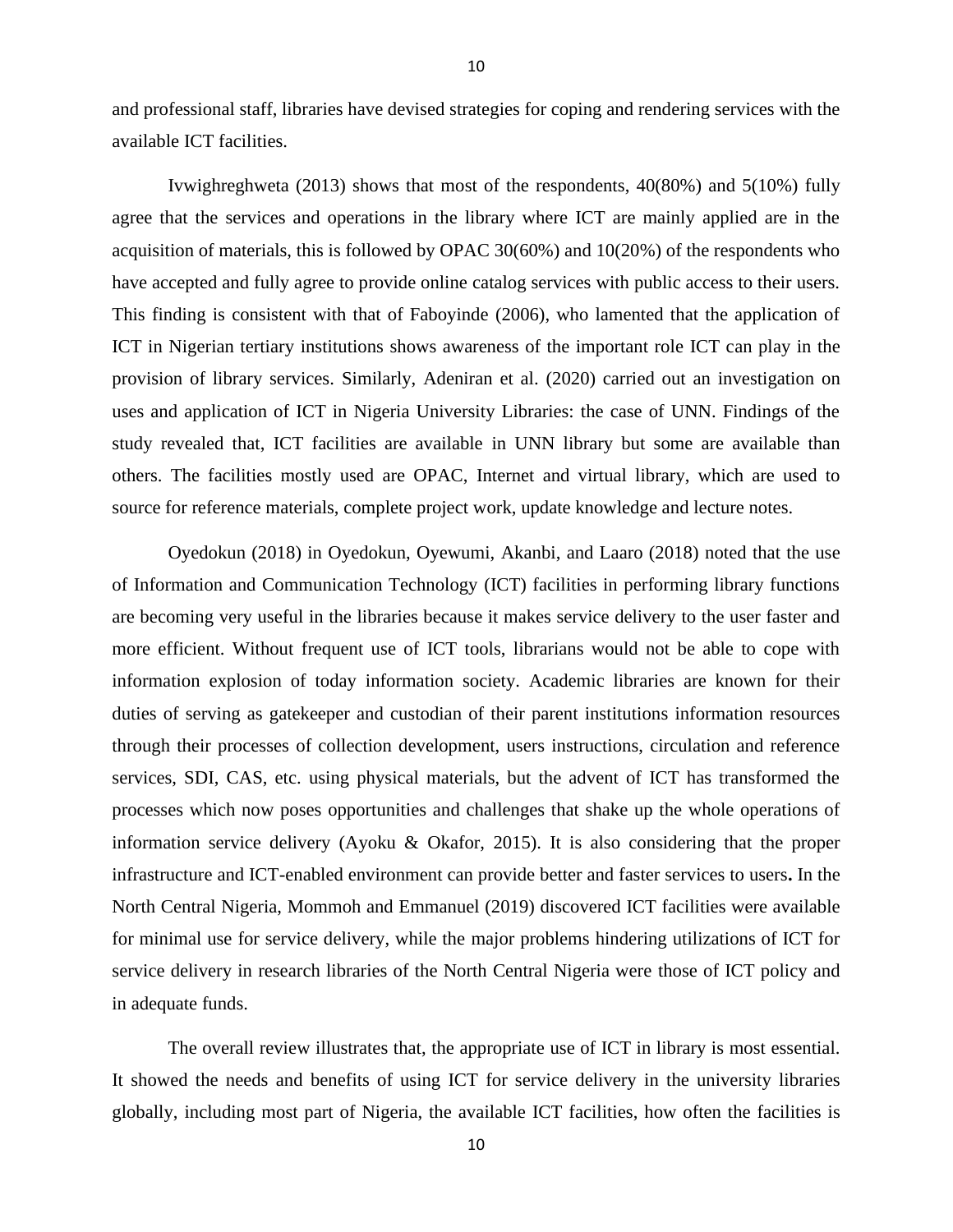and professional staff, libraries have devised strategies for coping and rendering services with the available ICT facilities.

Ivwighreghweta (2013) shows that most of the respondents, 40(80%) and 5(10%) fully agree that the services and operations in the library where ICT are mainly applied are in the acquisition of materials, this is followed by OPAC 30(60%) and 10(20%) of the respondents who have accepted and fully agree to provide online catalog services with public access to their users. This finding is consistent with that of Faboyinde (2006), who lamented that the application of ICT in Nigerian tertiary institutions shows awareness of the important role ICT can play in the provision of library services. Similarly, Adeniran et al. (2020) carried out an investigation on uses and application of ICT in Nigeria University Libraries: the case of UNN. Findings of the study revealed that, ICT facilities are available in UNN library but some are available than others. The facilities mostly used are OPAC, Internet and virtual library, which are used to source for reference materials, complete project work, update knowledge and lecture notes.

Oyedokun (2018) in Oyedokun, Oyewumi, Akanbi, and Laaro (2018) noted that the use of Information and Communication Technology (ICT) facilities in performing library functions are becoming very useful in the libraries because it makes service delivery to the user faster and more efficient. Without frequent use of ICT tools, librarians would not be able to cope with information explosion of today information society. Academic libraries are known for their duties of serving as gatekeeper and custodian of their parent institutions information resources through their processes of collection development, users instructions, circulation and reference services, SDI, CAS, etc. using physical materials, but the advent of ICT has transformed the processes which now poses opportunities and challenges that shake up the whole operations of information service delivery (Ayoku & Okafor, 2015). It is also considering that the proper infrastructure and ICT-enabled environment can provide better and faster services to users**.** In the North Central Nigeria, Mommoh and Emmanuel (2019) discovered ICT facilities were available for minimal use for service delivery, while the major problems hindering utilizations of ICT for service delivery in research libraries of the North Central Nigeria were those of ICT policy and in adequate funds.

The overall review illustrates that, the appropriate use of ICT in library is most essential. It showed the needs and benefits of using ICT for service delivery in the university libraries globally, including most part of Nigeria, the available ICT facilities, how often the facilities is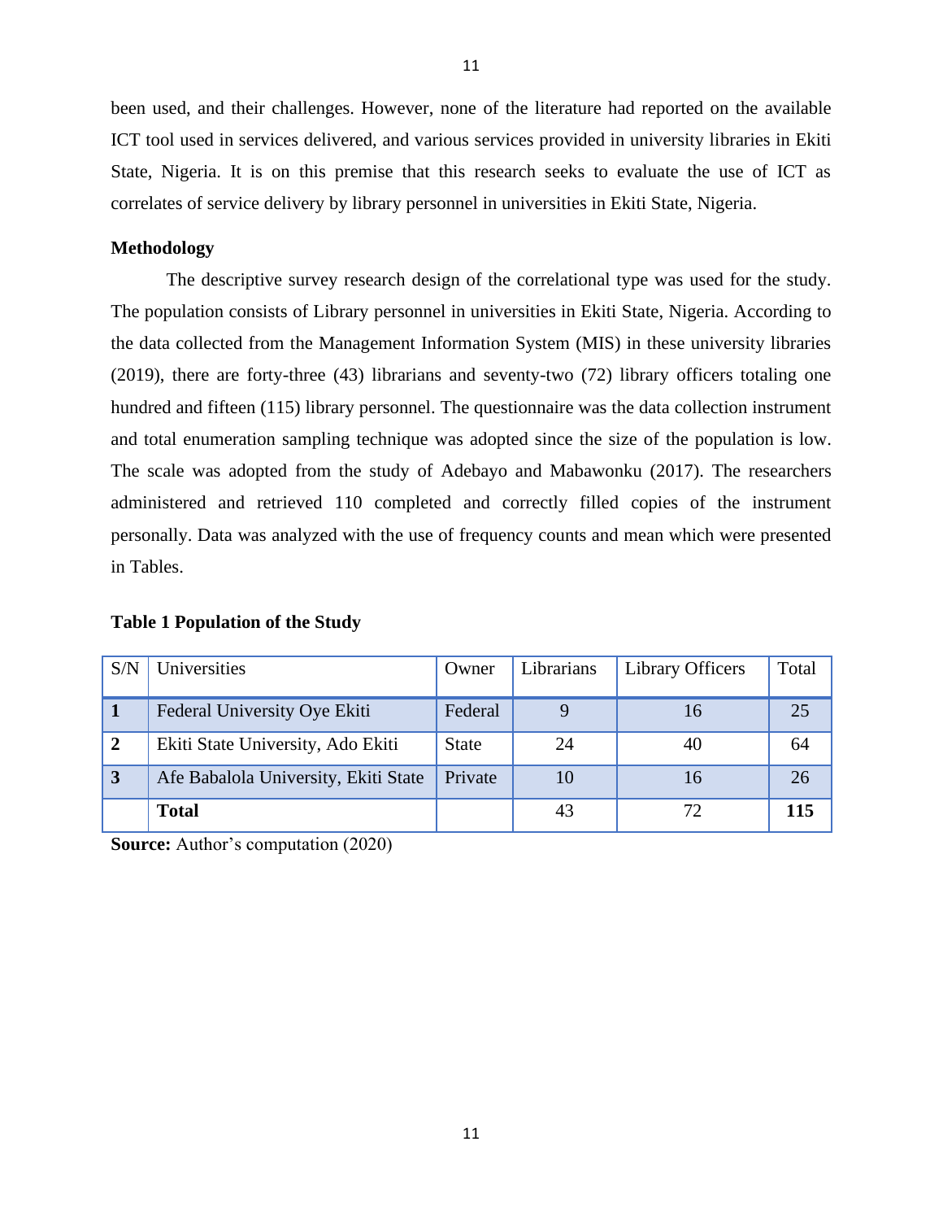been used, and their challenges. However, none of the literature had reported on the available ICT tool used in services delivered, and various services provided in university libraries in Ekiti State, Nigeria. It is on this premise that this research seeks to evaluate the use of ICT as correlates of service delivery by library personnel in universities in Ekiti State, Nigeria.

**Methodology**

The descriptive survey research design of the correlational type was used for the study. The population consists of Library personnel in universities in Ekiti State, Nigeria. According to the data collected from the Management Information System (MIS) in these university libraries (2019), there are forty-three (43) librarians and seventy-two (72) library officers totaling one hundred and fifteen (115) library personnel. The questionnaire was the data collection instrument and total enumeration sampling technique was adopted since the size of the population is low. The scale was adopted from the study of Adebayo and Mabawonku (2017). The researchers administered and retrieved 110 completed and correctly filled copies of the instrument personally. Data was analyzed with the use of frequency counts and mean which were presented in Tables.

**Table 1 Population of the Study**

| S/N | Universities | Owner | Librarians | Library Officers | Total |
|---|---|---|---|---|---|
| **1** | Federal University Oye Ekiti | Federal | 9 | 16 | 25 |
| **2** | Ekiti State University, Ado Ekiti | State | 24 | 40 | 64 |
| **3** | Afe Babalola University, Ekiti State | Private | 10 | 16 | 26 |
| | **Total** | | 43 | 72 | **115** |

**Source:** Author's computation (2020)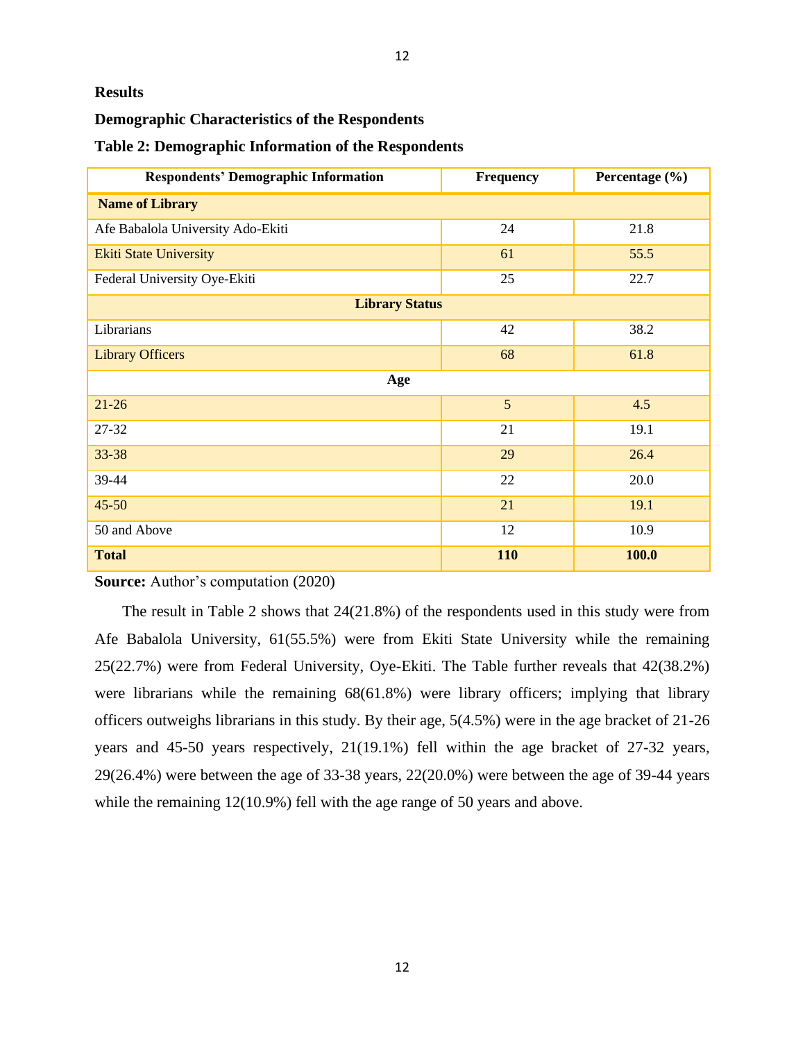## Results

### Demographic Characteristics of the Respondents

**Table 2: Demographic Information of the Respondents**

| Respondents' Demographic Information | Frequency | Percentage (%) |
|---|---|---|
| **Name of Library** | | |
| Afe Babalola University Ado-Ekiti | 24 | 21.8 |
| Ekiti State University | 61 | 55.5 |
| Federal University Oye-Ekiti | 25 | 22.7 |
| **Library Status** | | |
| Librarians | 42 | 38.2 |
| Library Officers | 68 | 61.8 |
| **Age** | | |
| 21-26 | 5 | 4.5 |
| 27-32 | 21 | 19.1 |
| 33-38 | 29 | 26.4 |
| 39-44 | 22 | 20.0 |
| 45-50 | 21 | 19.1 |
| 50 and Above | 12 | 10.9 |
| **Total** | **110** | **100.0** |

**Source:** Author's computation (2020)

The result in Table 2 shows that 24(21.8%) of the respondents used in this study were from Afe Babalola University, 61(55.5%) were from Ekiti State University while the remaining 25(22.7%) were from Federal University, Oye-Ekiti. The Table further reveals that 42(38.2%) were librarians while the remaining 68(61.8%) were library officers; implying that library officers outweighs librarians in this study. By their age, 5(4.5%) were in the age bracket of 21-26 years and 45-50 years respectively, 21(19.1%) fell within the age bracket of 27-32 years, 29(26.4%) were between the age of 33-38 years, 22(20.0%) were between the age of 39-44 years while the remaining 12(10.9%) fell with the age range of 50 years and above.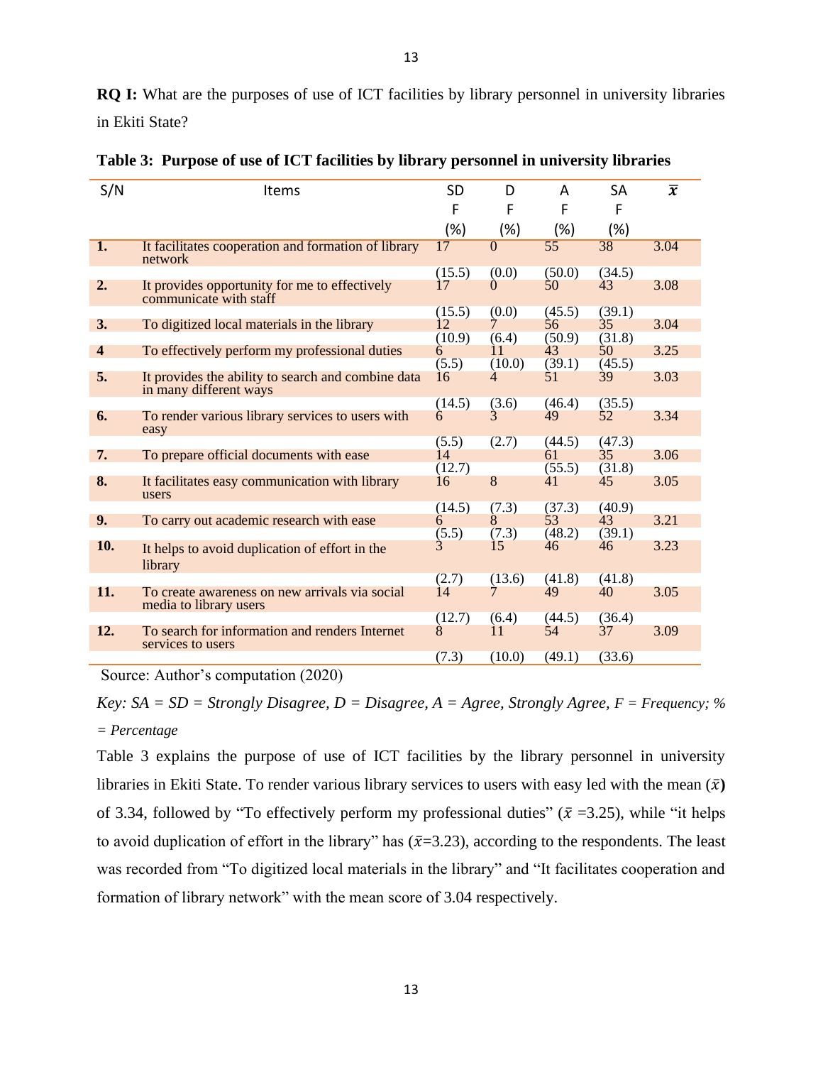**RQ I:** What are the purposes of use of ICT facilities by library personnel in university libraries in Ekiti State?

**Table 3: Purpose of use of ICT facilities by library personnel in university libraries**

| S/N | Items | SD F (%) | D F (%) | A F (%) | SA F (%) | $\bar{x}$ |
|---|---|---|---|---|---|---|
| **1.** | It facilitates cooperation and formation of library network | 17 (15.5) | 0 (0.0) | 55 (50.0) | 38 (34.5) | 3.04 |
| **2.** | It provides opportunity for me to effectively communicate with staff | 17 (15.5) | 0 (0.0) | 50 (45.5) | 43 (39.1) | 3.08 |
| **3.** | To digitized local materials in the library | 12 (10.9) | 7 (6.4) | 56 (50.9) | 35 (31.8) | 3.04 |
| **4** | To effectively perform my professional duties | 6 (5.5) | 11 (10.0) | 43 (39.1) | 50 (45.5) | 3.25 |
| **5.** | It provides the ability to search and combine data in many different ways | 16 (14.5) | 4 (3.6) | 51 (46.4) | 39 (35.5) | 3.03 |
| **6.** | To render various library services to users with easy | 6 (5.5) | 3 (2.7) | 49 (44.5) | 52 (47.3) | 3.34 |
| **7.** | To prepare official documents with ease | 14 (12.7) | | 61 (55.5) | 35 (31.8) | 3.06 |
| **8.** | It facilitates easy communication with library users | 16 (14.5) | 8 (7.3) | 41 (37.3) | 45 (40.9) | 3.05 |
| **9.** | To carry out academic research with ease | 6 (5.5) | 8 (7.3) | 53 (48.2) | 43 (39.1) | 3.21 |
| **10.** | It helps to avoid duplication of effort in the library | 3 (2.7) | 15 (13.6) | 46 (41.8) | 46 (41.8) | 3.23 |
| **11.** | To create awareness on new arrivals via social media to library users | 14 (12.7) | 7 (6.4) | 49 (44.5) | 40 (36.4) | 3.05 |
| **12.** | To search for information and renders Internet services to users | 8 (7.3) | 11 (10.0) | 54 (49.1) | 37 (33.6) | 3.09 |

Source: Author's computation (2020)

*Key: SA = SD = Strongly Disagree, D = Disagree, A = Agree, Strongly Agree, F = Frequency; % = Percentage*

Table 3 explains the purpose of use of ICT facilities by the library personnel in university libraries in Ekiti State. To render various library services to users with easy led with the mean ($\bar{x}$**)** of 3.34, followed by "To effectively perform my professional duties" ($\bar{x}$ =3.25), while "it helps to avoid duplication of effort in the library" has ($\bar{x}$=3.23), according to the respondents. The least was recorded from "To digitized local materials in the library" and "It facilitates cooperation and formation of library network" with the mean score of 3.04 respectively.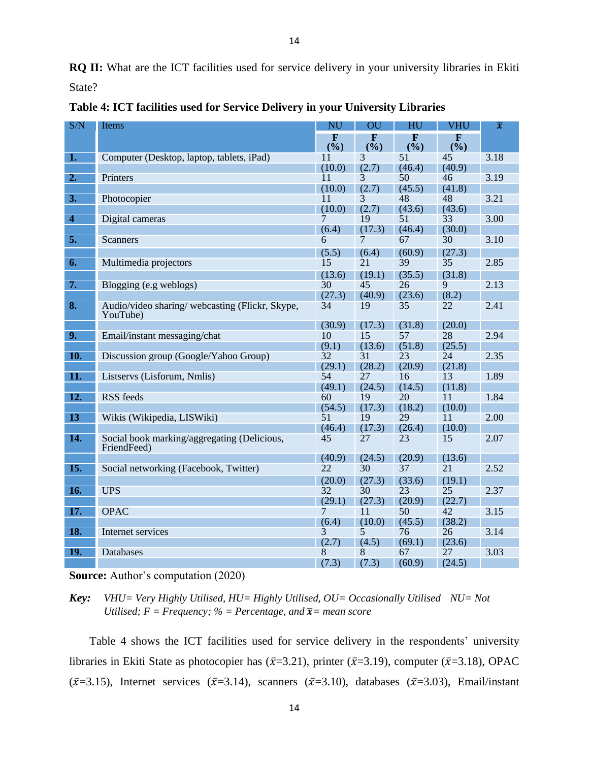**RQ II:** What are the ICT facilities used for service delivery in your university libraries in Ekiti State?

**Table 4: ICT facilities used for Service Delivery in your University Libraries**

| S/N | Items | NU | OU | HU | VHU | $\bar{x}$ |
|---|---|---|---|---|---|---|
| | | F (%) | F (%) | F (%) | F (%) | |
| 1. | Computer (Desktop, laptop, tablets, iPad) | 11 (10.0) | 3 (2.7) | 51 (46.4) | 45 (40.9) | 3.18 |
| 2. | Printers | 11 (10.0) | 3 (2.7) | 50 (45.5) | 46 (41.8) | 3.19 |
| 3. | Photocopier | 11 (10.0) | 3 (2.7) | 48 (43.6) | 48 (43.6) | 3.21 |
| 4 | Digital cameras | 7 (6.4) | 19 (17.3) | 51 (46.4) | 33 (30.0) | 3.00 |
| 5. | Scanners | 6 (5.5) | 7 (6.4) | 67 (60.9) | 30 (27.3) | 3.10 |
| 6. | Multimedia projectors | 15 (13.6) | 21 (19.1) | 39 (35.5) | 35 (31.8) | 2.85 |
| 7. | Blogging (e.g weblogs) | 30 (27.3) | 45 (40.9) | 26 (23.6) | 9 (8.2) | 2.13 |
| 8. | Audio/video sharing/ webcasting (Flickr, Skype, YouTube) | 34 (30.9) | 19 (17.3) | 35 (31.8) | 22 (20.0) | 2.41 |
| 9. | Email/instant messaging/chat | 10 (9.1) | 15 (13.6) | 57 (51.8) | 28 (25.5) | 2.94 |
| 10. | Discussion group (Google/Yahoo Group) | 32 (29.1) | 31 (28.2) | 23 (20.9) | 24 (21.8) | 2.35 |
| 11. | Listservs (Lisforum, Nmlis) | 54 (49.1) | 27 (24.5) | 16 (14.5) | 13 (11.8) | 1.89 |
| 12. | RSS feeds | 60 (54.5) | 19 (17.3) | 20 (18.2) | 11 (10.0) | 1.84 |
| 13 | Wikis (Wikipedia, LISWiki) | 51 (46.4) | 19 (17.3) | 29 (26.4) | 11 (10.0) | 2.00 |
| 14. | Social book marking/aggregating (Delicious, FriendFeed) | 45 (40.9) | 27 (24.5) | 23 (20.9) | 15 (13.6) | 2.07 |
| 15. | Social networking (Facebook, Twitter) | 22 (20.0) | 30 (27.3) | 37 (33.6) | 21 (19.1) | 2.52 |
| 16. | UPS | 32 (29.1) | 30 (27.3) | 23 (20.9) | 25 (22.7) | 2.37 |
| 17. | OPAC | 7 (6.4) | 11 (10.0) | 50 (45.5) | 42 (38.2) | 3.15 |
| 18. | Internet services | 3 (2.7) | 5 (4.5) | 76 (69.1) | 26 (23.6) | 3.14 |
| 19. | Databases | 8 (7.3) | 8 (7.3) | 67 (60.9) | 27 (24.5) | 3.03 |

**Source:** Author's computation (2020)

***Key:*** *VHU= Very Highly Utilised, HU= Highly Utilised, OU= Occasionally Utilised NU= Not Utilised; F = Frequency; % = Percentage, and $\bar{x}$ = mean score*

Table 4 shows the ICT facilities used for service delivery in the respondents' university libraries in Ekiti State as photocopier has ($\bar{x}$=3.21), printer ($\bar{x}$=3.19), computer ($\bar{x}$=3.18), OPAC ($\bar{x}$=3.15), Internet services ($\bar{x}$=3.14), scanners ($\bar{x}$=3.10), databases ($\bar{x}$=3.03), Email/instant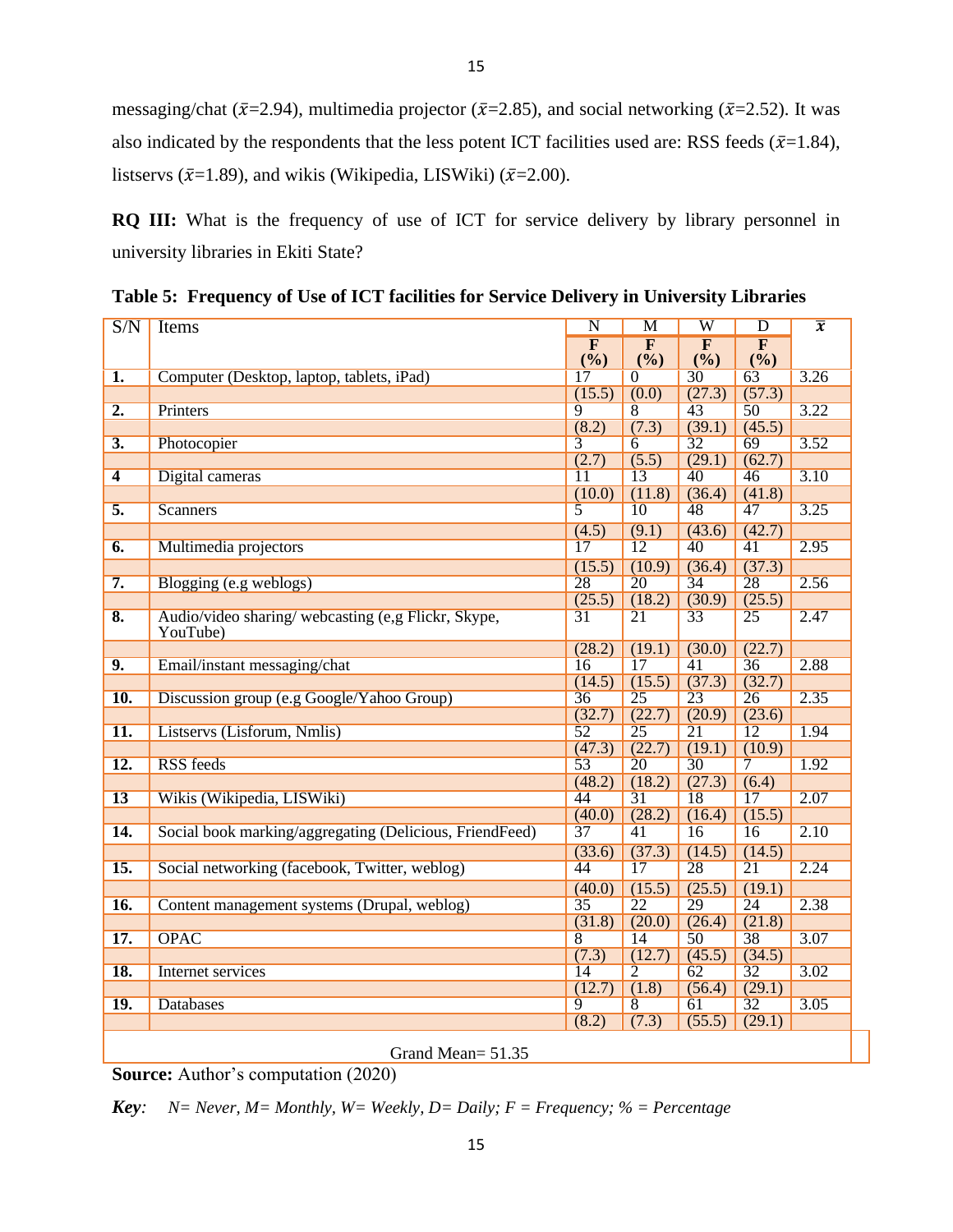messaging/chat ($\bar{x}$=2.94), multimedia projector ($\bar{x}$=2.85), and social networking ($\bar{x}$=2.52). It was also indicated by the respondents that the less potent ICT facilities used are: RSS feeds ($\bar{x}$=1.84), listservs ($\bar{x}$=1.89), and wikis (Wikipedia, LISWiki) ($\bar{x}$=2.00).

**RQ III:** What is the frequency of use of ICT for service delivery by library personnel in university libraries in Ekiti State?

**Table 5: Frequency of Use of ICT facilities for Service Delivery in University Libraries**

| S/N | Items | N | M | W | D | $\bar{x}$ |
|---|---|---|---|---|---|---|
| | | **F (%)** | **F (%)** | **F (%)** | **F (%)** | |
| **1.** | Computer (Desktop, laptop, tablets, iPad) | 17 (15.5) | 0 (0.0) | 30 (27.3) | 63 (57.3) | 3.26 |
| **2.** | Printers | 9 (8.2) | 8 (7.3) | 43 (39.1) | 50 (45.5) | 3.22 |
| **3.** | Photocopier | 3 (2.7) | 6 (5.5) | 32 (29.1) | 69 (62.7) | 3.52 |
| **4** | Digital cameras | 11 (10.0) | 13 (11.8) | 40 (36.4) | 46 (41.8) | 3.10 |
| **5.** | Scanners | 5 (4.5) | 10 (9.1) | 48 (43.6) | 47 (42.7) | 3.25 |
| **6.** | Multimedia projectors | 17 (15.5) | 12 (10.9) | 40 (36.4) | 41 (37.3) | 2.95 |
| **7.** | Blogging (e.g weblogs) | 28 (25.5) | 20 (18.2) | 34 (30.9) | 28 (25.5) | 2.56 |
| **8.** | Audio/video sharing/ webcasting (e,g Flickr, Skype, YouTube) | 31 (28.2) | 21 (19.1) | 33 (30.0) | 25 (22.7) | 2.47 |
| **9.** | Email/instant messaging/chat | 16 (14.5) | 17 (15.5) | 41 (37.3) | 36 (32.7) | 2.88 |
| **10.** | Discussion group (e.g Google/Yahoo Group) | 36 (32.7) | 25 (22.7) | 23 (20.9) | 26 (23.6) | 2.35 |
| **11.** | Listservs (Lisforum, Nmlis) | 52 (47.3) | 25 (22.7) | 21 (19.1) | 12 (10.9) | 1.94 |
| **12.** | RSS feeds | 53 (48.2) | 20 (18.2) | 30 (27.3) | 7 (6.4) | 1.92 |
| **13** | Wikis (Wikipedia, LISWiki) | 44 (40.0) | 31 (28.2) | 18 (16.4) | 17 (15.5) | 2.07 |
| **14.** | Social book marking/aggregating (Delicious, FriendFeed) | 37 (33.6) | 41 (37.3) | 16 (14.5) | 16 (14.5) | 2.10 |
| **15.** | Social networking (facebook, Twitter, weblog) | 44 (40.0) | 17 (15.5) | 28 (25.5) | 21 (19.1) | 2.24 |
| **16.** | Content management systems (Drupal, weblog) | 35 (31.8) | 22 (20.0) | 29 (26.4) | 24 (21.8) | 2.38 |
| **17.** | OPAC | 8 (7.3) | 14 (12.7) | 50 (45.5) | 38 (34.5) | 3.07 |
| **18.** | Internet services | 14 (12.7) | 2 (1.8) | 62 (56.4) | 32 (29.1) | 3.02 |
| **19.** | Databases | 9 (8.2) | 8 (7.3) | 61 (55.5) | 32 (29.1) | 3.05 |
| | Grand Mean= 51.35 | | | | | |

**Source:** Author's computation (2020)

***Key:*** *N= Never, M= Monthly, W= Weekly, D= Daily; F = Frequency; % = Percentage*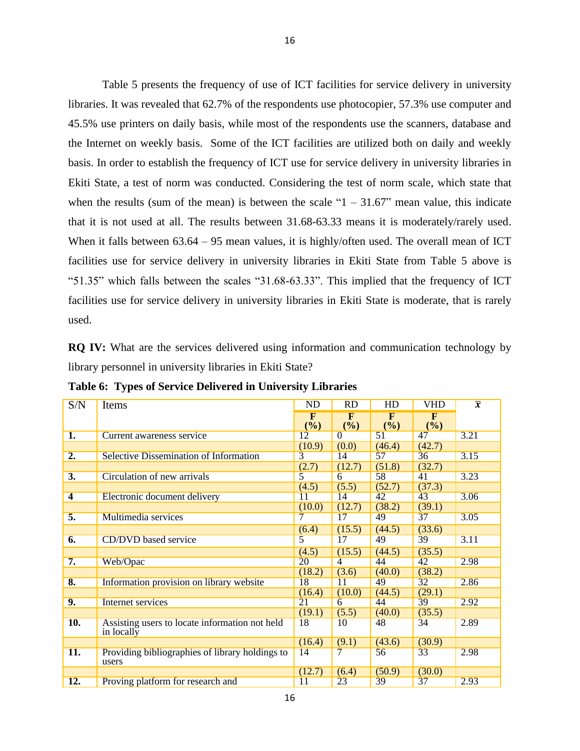Table 5 presents the frequency of use of ICT facilities for service delivery in university libraries. It was revealed that 62.7% of the respondents use photocopier, 57.3% use computer and 45.5% use printers on daily basis, while most of the respondents use the scanners, database and the Internet on weekly basis. Some of the ICT facilities are utilized both on daily and weekly basis. In order to establish the frequency of ICT use for service delivery in university libraries in Ekiti State, a test of norm was conducted. Considering the test of norm scale, which state that when the results (sum of the mean) is between the scale "1 – 31.67" mean value, this indicate that it is not used at all. The results between 31.68-63.33 means it is moderately/rarely used. When it falls between 63.64 – 95 mean values, it is highly/often used. The overall mean of ICT facilities use for service delivery in university libraries in Ekiti State from Table 5 above is "51.35" which falls between the scales "31.68-63.33". This implied that the frequency of ICT facilities use for service delivery in university libraries in Ekiti State is moderate, that is rarely used.

**RQ IV:** What are the services delivered using information and communication technology by library personnel in university libraries in Ekiti State?

**Table 6: Types of Service Delivered in University Libraries**

| S/N | Items | ND | RD | HD | VHD | $\bar{x}$ |
|---|---|---|---|---|---|---|
| | | **F (%)** | **F (%)** | **F (%)** | **F (%)** | |
| **1.** | Current awareness service | 12 | 0 | 51 | 47 | 3.21 |
| | | (10.9) | (0.0) | (46.4) | (42.7) | |
| **2.** | Selective Dissemination of Information | 3 | 14 | 57 | 36 | 3.15 |
| | | (2.7) | (12.7) | (51.8) | (32.7) | |
| **3.** | Circulation of new arrivals | 5 | 6 | 58 | 41 | 3.23 |
| | | (4.5) | (5.5) | (52.7) | (37.3) | |
| **4** | Electronic document delivery | 11 | 14 | 42 | 43 | 3.06 |
| | | (10.0) | (12.7) | (38.2) | (39.1) | |
| **5.** | Multimedia services | 7 | 17 | 49 | 37 | 3.05 |
| | | (6.4) | (15.5) | (44.5) | (33.6) | |
| **6.** | CD/DVD based service | 5 | 17 | 49 | 39 | 3.11 |
| | | (4.5) | (15.5) | (44.5) | (35.5) | |
| **7.** | Web/Opac | 20 | 4 | 44 | 42 | 2.98 |
| | | (18.2) | (3.6) | (40.0) | (38.2) | |
| **8.** | Information provision on library website | 18 | 11 | 49 | 32 | 2.86 |
| | | (16.4) | (10.0) | (44.5) | (29.1) | |
| **9.** | Internet services | 21 | 6 | 44 | 39 | 2.92 |
| | | (19.1) | (5.5) | (40.0) | (35.5) | |
| **10.** | Assisting users to locate information not held in locally | 18 | 10 | 48 | 34 | 2.89 |
| | | (16.4) | (9.1) | (43.6) | (30.9) | |
| **11.** | Providing bibliographies of library holdings to users | 14 | 7 | 56 | 33 | 2.98 |
| | | (12.7) | (6.4) | (50.9) | (30.0) | |
| **12.** | Proving platform for research and | 11 | 23 | 39 | 37 | 2.93 |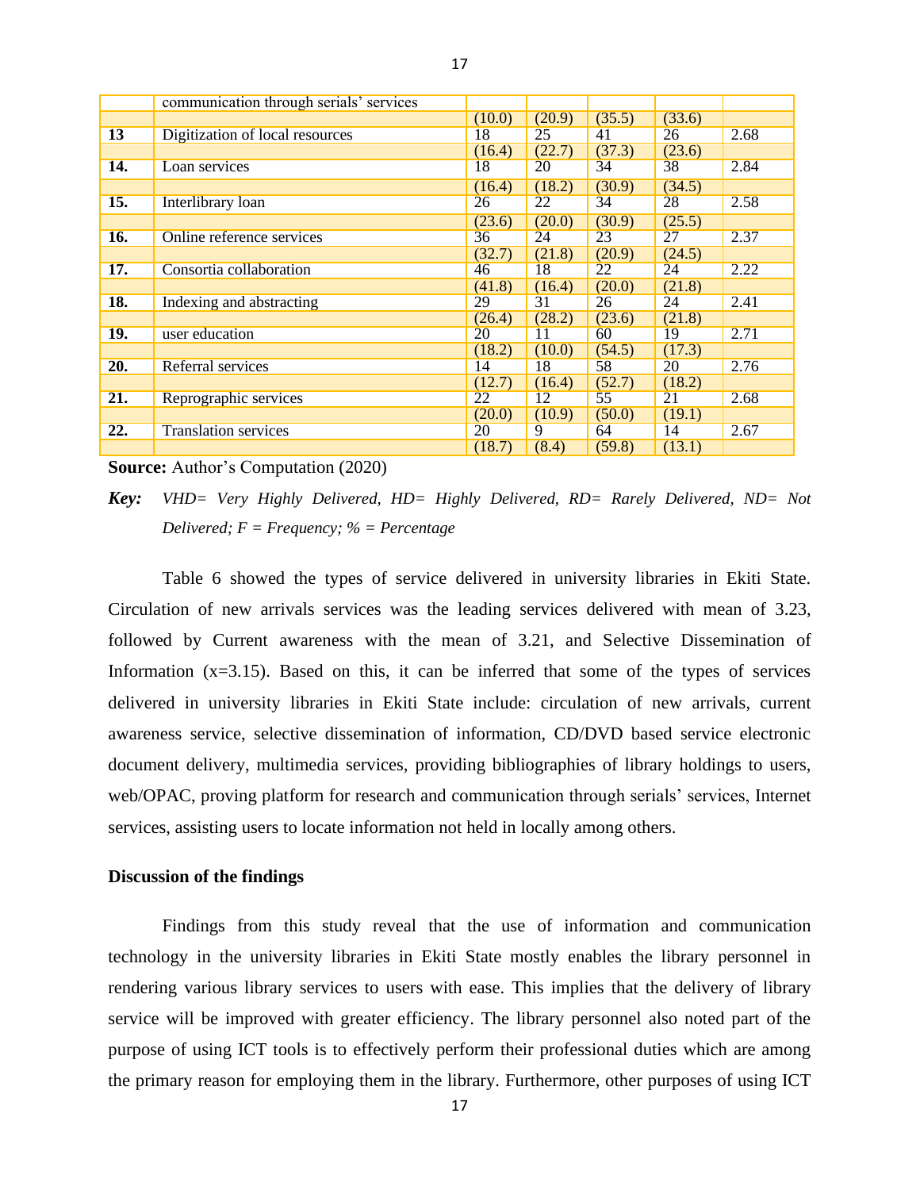| | | | | | | |
|---|---|---|---|---|---|---|
| | communication through serials' services | | | | | |
| | | (10.0) | (20.9) | (35.5) | (33.6) | |
| **13** | Digitization of local resources | 18 | 25 | 41 | 26 | 2.68 |
| | | (16.4) | (22.7) | (37.3) | (23.6) | |
| **14.** | Loan services | 18 | 20 | 34 | 38 | 2.84 |
| | | (16.4) | (18.2) | (30.9) | (34.5) | |
| **15.** | Interlibrary loan | 26 | 22 | 34 | 28 | 2.58 |
| | | (23.6) | (20.0) | (30.9) | (25.5) | |
| **16.** | Online reference services | 36 | 24 | 23 | 27 | 2.37 |
| | | (32.7) | (21.8) | (20.9) | (24.5) | |
| **17.** | Consortia collaboration | 46 | 18 | 22 | 24 | 2.22 |
| | | (41.8) | (16.4) | (20.0) | (21.8) | |
| **18.** | Indexing and abstracting | 29 | 31 | 26 | 24 | 2.41 |
| | | (26.4) | (28.2) | (23.6) | (21.8) | |
| **19.** | user education | 20 | 11 | 60 | 19 | 2.71 |
| | | (18.2) | (10.0) | (54.5) | (17.3) | |
| **20.** | Referral services | 14 | 18 | 58 | 20 | 2.76 |
| | | (12.7) | (16.4) | (52.7) | (18.2) | |
| **21.** | Reprographic services | 22 | 12 | 55 | 21 | 2.68 |
| | | (20.0) | (10.9) | (50.0) | (19.1) | |
| **22.** | Translation services | 20 | 9 | 64 | 14 | 2.67 |
| | | (18.7) | (8.4) | (59.8) | (13.1) | |

**Source:** Author's Computation (2020)

***Key:*** *VHD= Very Highly Delivered, HD= Highly Delivered, RD= Rarely Delivered, ND= Not Delivered; F = Frequency; % = Percentage*

Table 6 showed the types of service delivered in university libraries in Ekiti State. Circulation of new arrivals services was the leading services delivered with mean of 3.23, followed by Current awareness with the mean of 3.21, and Selective Dissemination of Information (x=3.15). Based on this, it can be inferred that some of the types of services delivered in university libraries in Ekiti State include: circulation of new arrivals, current awareness service, selective dissemination of information, CD/DVD based service electronic document delivery, multimedia services, providing bibliographies of library holdings to users, web/OPAC, proving platform for research and communication through serials' services, Internet services, assisting users to locate information not held in locally among others.

**Discussion of the findings**

Findings from this study reveal that the use of information and communication technology in the university libraries in Ekiti State mostly enables the library personnel in rendering various library services to users with ease. This implies that the delivery of library service will be improved with greater efficiency. The library personnel also noted part of the purpose of using ICT tools is to effectively perform their professional duties which are among the primary reason for employing them in the library. Furthermore, other purposes of using ICT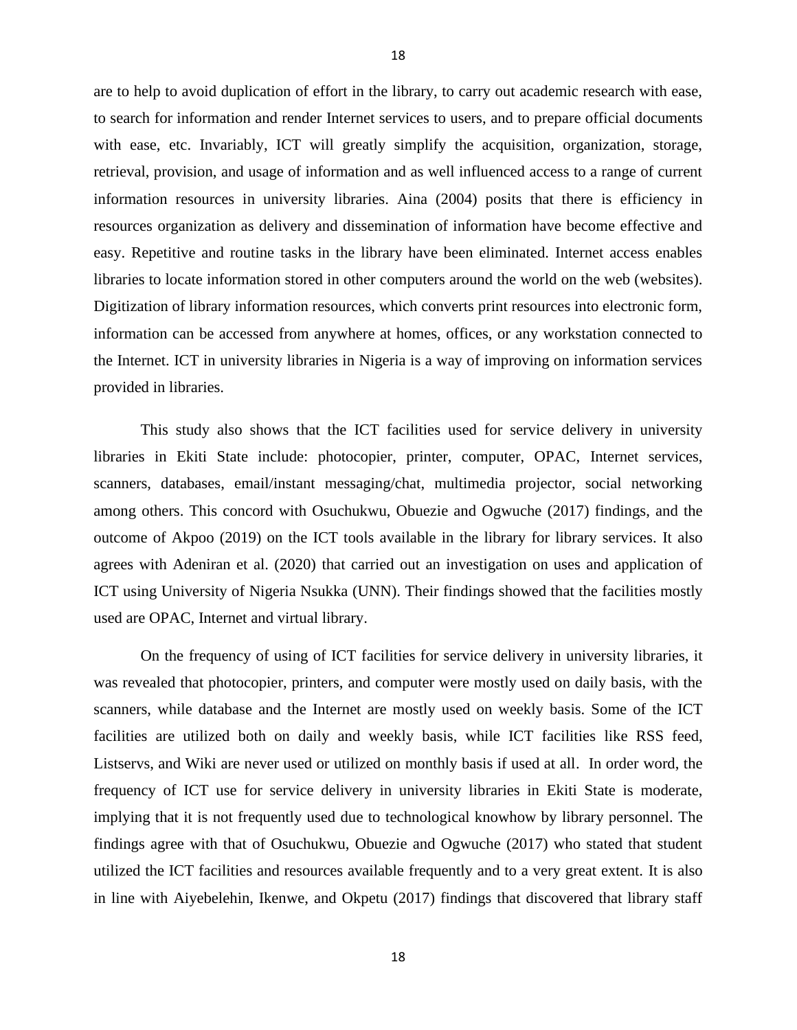are to help to avoid duplication of effort in the library, to carry out academic research with ease, to search for information and render Internet services to users, and to prepare official documents with ease, etc. Invariably, ICT will greatly simplify the acquisition, organization, storage, retrieval, provision, and usage of information and as well influenced access to a range of current information resources in university libraries. Aina (2004) posits that there is efficiency in resources organization as delivery and dissemination of information have become effective and easy. Repetitive and routine tasks in the library have been eliminated. Internet access enables libraries to locate information stored in other computers around the world on the web (websites). Digitization of library information resources, which converts print resources into electronic form, information can be accessed from anywhere at homes, offices, or any workstation connected to the Internet. ICT in university libraries in Nigeria is a way of improving on information services provided in libraries.

This study also shows that the ICT facilities used for service delivery in university libraries in Ekiti State include: photocopier, printer, computer, OPAC, Internet services, scanners, databases, email/instant messaging/chat, multimedia projector, social networking among others. This concord with Osuchukwu, Obuezie and Ogwuche (2017) findings, and the outcome of Akpoo (2019) on the ICT tools available in the library for library services. It also agrees with Adeniran et al. (2020) that carried out an investigation on uses and application of ICT using University of Nigeria Nsukka (UNN). Their findings showed that the facilities mostly used are OPAC, Internet and virtual library.

On the frequency of using of ICT facilities for service delivery in university libraries, it was revealed that photocopier, printers, and computer were mostly used on daily basis, with the scanners, while database and the Internet are mostly used on weekly basis. Some of the ICT facilities are utilized both on daily and weekly basis, while ICT facilities like RSS feed, Listservs, and Wiki are never used or utilized on monthly basis if used at all. In order word, the frequency of ICT use for service delivery in university libraries in Ekiti State is moderate, implying that it is not frequently used due to technological knowhow by library personnel. The findings agree with that of Osuchukwu, Obuezie and Ogwuche (2017) who stated that student utilized the ICT facilities and resources available frequently and to a very great extent. It is also in line with Aiyebelehin, Ikenwe, and Okpetu (2017) findings that discovered that library staff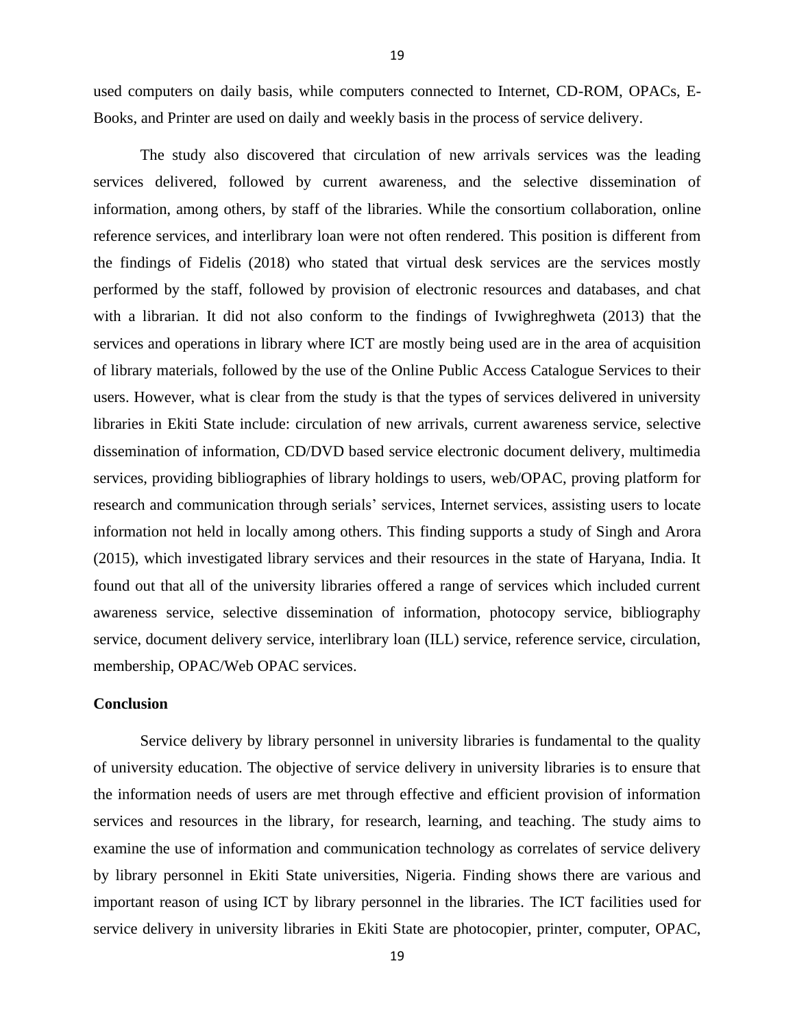used computers on daily basis, while computers connected to Internet, CD-ROM, OPACs, E-Books, and Printer are used on daily and weekly basis in the process of service delivery.

The study also discovered that circulation of new arrivals services was the leading services delivered, followed by current awareness, and the selective dissemination of information, among others, by staff of the libraries. While the consortium collaboration, online reference services, and interlibrary loan were not often rendered. This position is different from the findings of Fidelis (2018) who stated that virtual desk services are the services mostly performed by the staff, followed by provision of electronic resources and databases, and chat with a librarian. It did not also conform to the findings of Ivwighreghweta (2013) that the services and operations in library where ICT are mostly being used are in the area of acquisition of library materials, followed by the use of the Online Public Access Catalogue Services to their users. However, what is clear from the study is that the types of services delivered in university libraries in Ekiti State include: circulation of new arrivals, current awareness service, selective dissemination of information, CD/DVD based service electronic document delivery, multimedia services, providing bibliographies of library holdings to users, web/OPAC, proving platform for research and communication through serials' services, Internet services, assisting users to locate information not held in locally among others. This finding supports a study of Singh and Arora (2015), which investigated library services and their resources in the state of Haryana, India. It found out that all of the university libraries offered a range of services which included current awareness service, selective dissemination of information, photocopy service, bibliography service, document delivery service, interlibrary loan (ILL) service, reference service, circulation, membership, OPAC/Web OPAC services.

**Conclusion**

Service delivery by library personnel in university libraries is fundamental to the quality of university education. The objective of service delivery in university libraries is to ensure that the information needs of users are met through effective and efficient provision of information services and resources in the library, for research, learning, and teaching. The study aims to examine the use of information and communication technology as correlates of service delivery by library personnel in Ekiti State universities, Nigeria. Finding shows there are various and important reason of using ICT by library personnel in the libraries. The ICT facilities used for service delivery in university libraries in Ekiti State are photocopier, printer, computer, OPAC,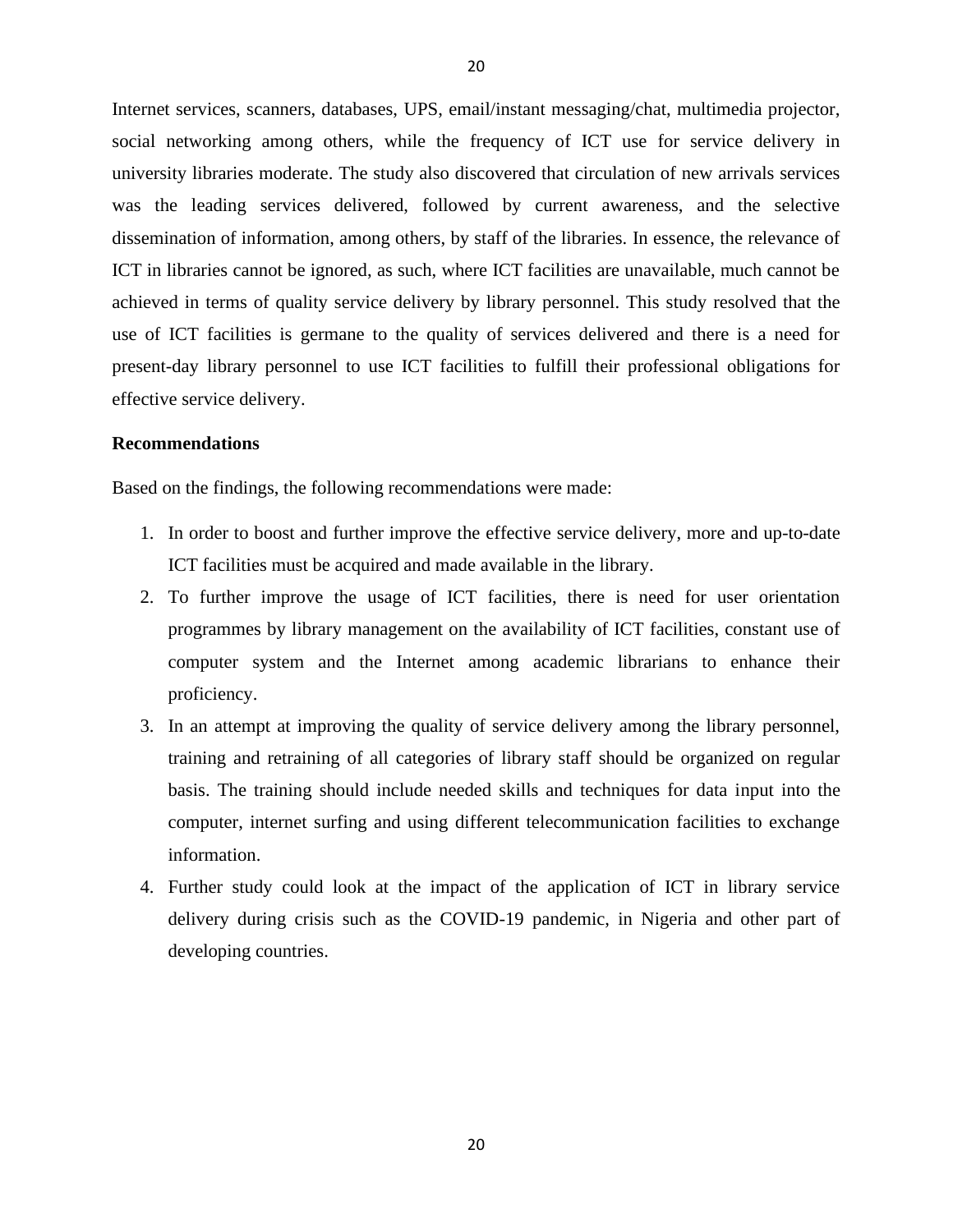Internet services, scanners, databases, UPS, email/instant messaging/chat, multimedia projector, social networking among others, while the frequency of ICT use for service delivery in university libraries moderate. The study also discovered that circulation of new arrivals services was the leading services delivered, followed by current awareness, and the selective dissemination of information, among others, by staff of the libraries. In essence, the relevance of ICT in libraries cannot be ignored, as such, where ICT facilities are unavailable, much cannot be achieved in terms of quality service delivery by library personnel. This study resolved that the use of ICT facilities is germane to the quality of services delivered and there is a need for present-day library personnel to use ICT facilities to fulfill their professional obligations for effective service delivery.

**Recommendations**

Based on the findings, the following recommendations were made:

1. In order to boost and further improve the effective service delivery, more and up-to-date ICT facilities must be acquired and made available in the library.
2. To further improve the usage of ICT facilities, there is need for user orientation programmes by library management on the availability of ICT facilities, constant use of computer system and the Internet among academic librarians to enhance their proficiency.
3. In an attempt at improving the quality of service delivery among the library personnel, training and retraining of all categories of library staff should be organized on regular basis. The training should include needed skills and techniques for data input into the computer, internet surfing and using different telecommunication facilities to exchange information.
4. Further study could look at the impact of the application of ICT in library service delivery during crisis such as the COVID-19 pandemic, in Nigeria and other part of developing countries.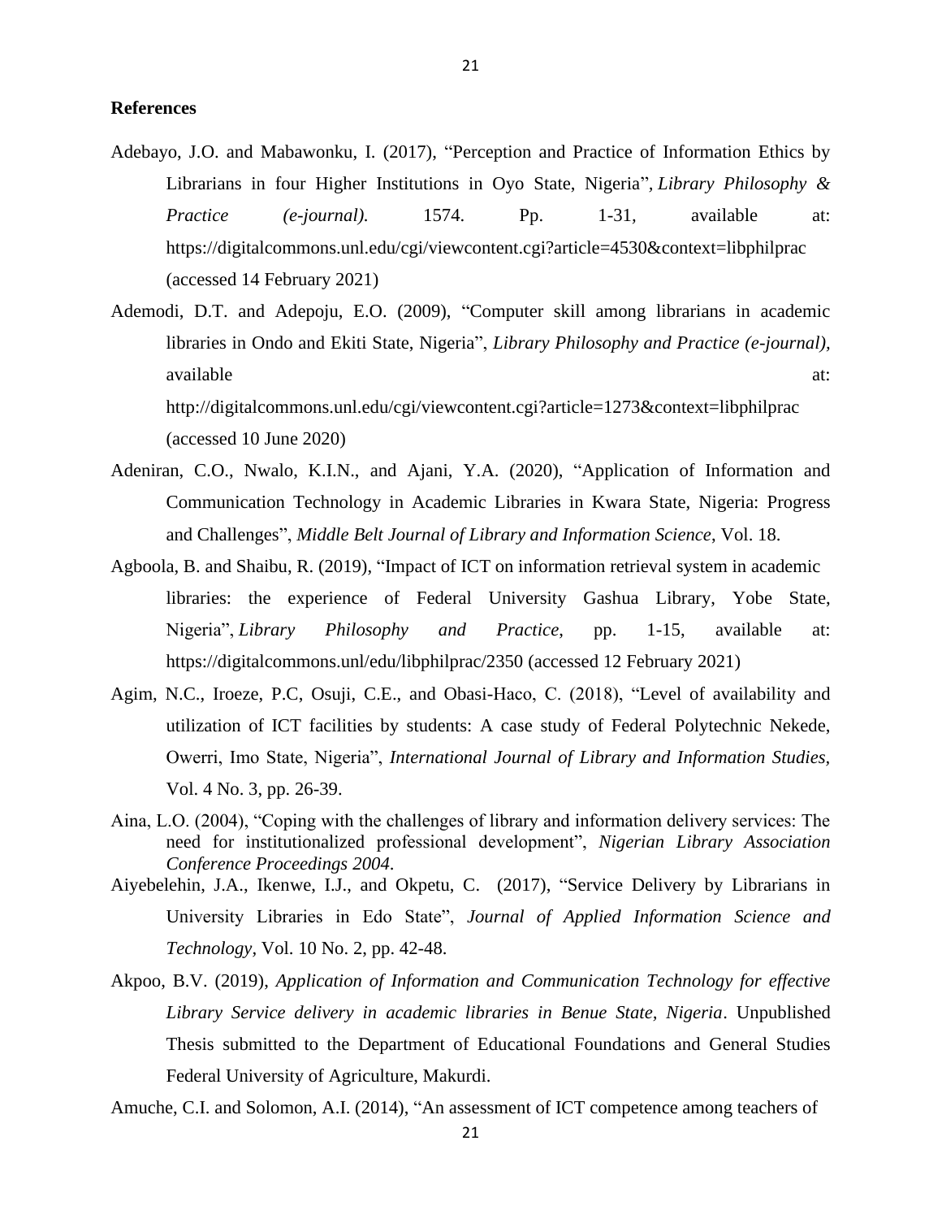**References**

Adebayo, J.O. and Mabawonku, I. (2017), "Perception and Practice of Information Ethics by Librarians in four Higher Institutions in Oyo State, Nigeria", *Library Philosophy & Practice (e-journal).* 1574. Pp. 1-31, available at: https://digitalcommons.unl.edu/cgi/viewcontent.cgi?article=4530&context=libphilprac (accessed 14 February 2021)

Ademodi, D.T. and Adepoju, E.O. (2009), "Computer skill among librarians in academic libraries in Ondo and Ekiti State, Nigeria", *Library Philosophy and Practice (e-journal),* available at: http://digitalcommons.unl.edu/cgi/viewcontent.cgi?article=1273&context=libphilprac (accessed 10 June 2020)

Adeniran, C.O., Nwalo, K.I.N., and Ajani, Y.A. (2020), "Application of Information and Communication Technology in Academic Libraries in Kwara State, Nigeria: Progress and Challenges", *Middle Belt Journal of Library and Information Science*, Vol. 18.

Agboola, B. and Shaibu, R. (2019), "Impact of ICT on information retrieval system in academic libraries: the experience of Federal University Gashua Library, Yobe State, Nigeria", *Library Philosophy and Practice*, pp. 1-15, available at: https://digitalcommons.unl/edu/libphilprac/2350 (accessed 12 February 2021)

Agim, N.C., Iroeze, P.C, Osuji, C.E., and Obasi-Haco, C. (2018), "Level of availability and utilization of ICT facilities by students: A case study of Federal Polytechnic Nekede, Owerri, Imo State, Nigeria", *International Journal of Library and Information Studies*, Vol. 4 No. 3, pp. 26-39.

Aina, L.O. (2004), "Coping with the challenges of library and information delivery services: The need for institutionalized professional development", *Nigerian Library Association Conference Proceedings 2004.*

Aiyebelehin, J.A., Ikenwe, I.J., and Okpetu, C. (2017), "Service Delivery by Librarians in University Libraries in Edo State", *Journal of Applied Information Science and Technology*, Vol. 10 No. 2, pp. 42-48.

Akpoo, B.V. (2019), *Application of Information and Communication Technology for effective Library Service delivery in academic libraries in Benue State, Nigeria*. Unpublished Thesis submitted to the Department of Educational Foundations and General Studies Federal University of Agriculture, Makurdi.

Amuche, C.I. and Solomon, A.I. (2014), "An assessment of ICT competence among teachers of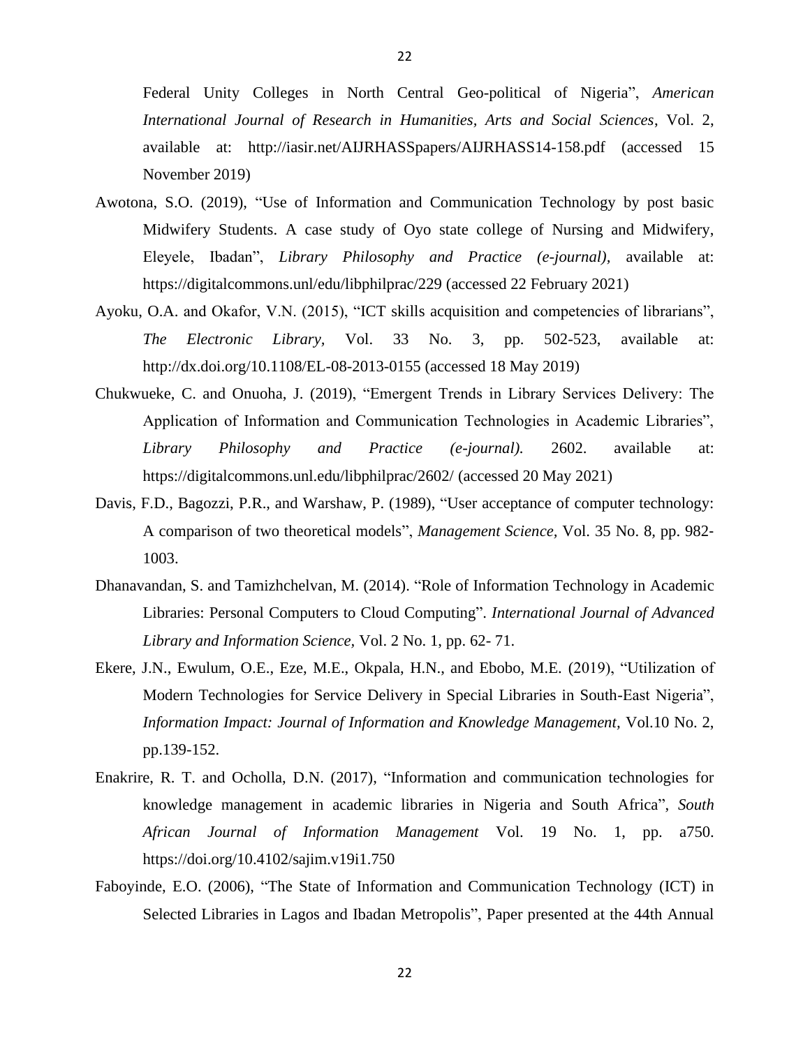Federal Unity Colleges in North Central Geo-political of Nigeria", *American International Journal of Research in Humanities, Arts and Social Sciences*, Vol. 2, available at: http://iasir.net/AIJRHASSpapers/AIJRHASS14-158.pdf (accessed 15 November 2019)

Awotona, S.O. (2019), "Use of Information and Communication Technology by post basic Midwifery Students. A case study of Oyo state college of Nursing and Midwifery, Eleyele, Ibadan", *Library Philosophy and Practice (e-journal),* available at: https://digitalcommons.unl/edu/libphilprac/229 (accessed 22 February 2021)

Ayoku, O.A. and Okafor, V.N. (2015), "ICT skills acquisition and competencies of librarians", *The Electronic Library,* Vol. 33 No. 3, pp. 502-523, available at: http://dx.doi.org/10.1108/EL-08-2013-0155 (accessed 18 May 2019)

Chukwueke, C. and Onuoha, J. (2019), "Emergent Trends in Library Services Delivery: The Application of Information and Communication Technologies in Academic Libraries", *Library Philosophy and Practice (e-journal).* 2602. available at: https://digitalcommons.unl.edu/libphilprac/2602/ (accessed 20 May 2021)

Davis, F.D., Bagozzi, P.R., and Warshaw, P. (1989), "User acceptance of computer technology: A comparison of two theoretical models", *Management Science,* Vol. 35 No. 8, pp. 982-1003.

Dhanavandan, S. and Tamizhchelvan, M. (2014). "Role of Information Technology in Academic Libraries: Personal Computers to Cloud Computing". *International Journal of Advanced Library and Information Science,* Vol. 2 No. 1, pp. 62- 71.

Ekere, J.N., Ewulum, O.E., Eze, M.E., Okpala, H.N., and Ebobo, M.E. (2019), "Utilization of Modern Technologies for Service Delivery in Special Libraries in South-East Nigeria", *Information Impact: Journal of Information and Knowledge Management,* Vol.10 No. 2, pp.139-152.

Enakrire, R. T. and Ocholla, D.N. (2017), "Information and communication technologies for knowledge management in academic libraries in Nigeria and South Africa", *South African Journal of Information Management* Vol. 19 No. 1, pp. a750. https://doi.org/10.4102/sajim.v19i1.750

Faboyinde, E.O. (2006), "The State of Information and Communication Technology (ICT) in Selected Libraries in Lagos and Ibadan Metropolis", Paper presented at the 44th Annual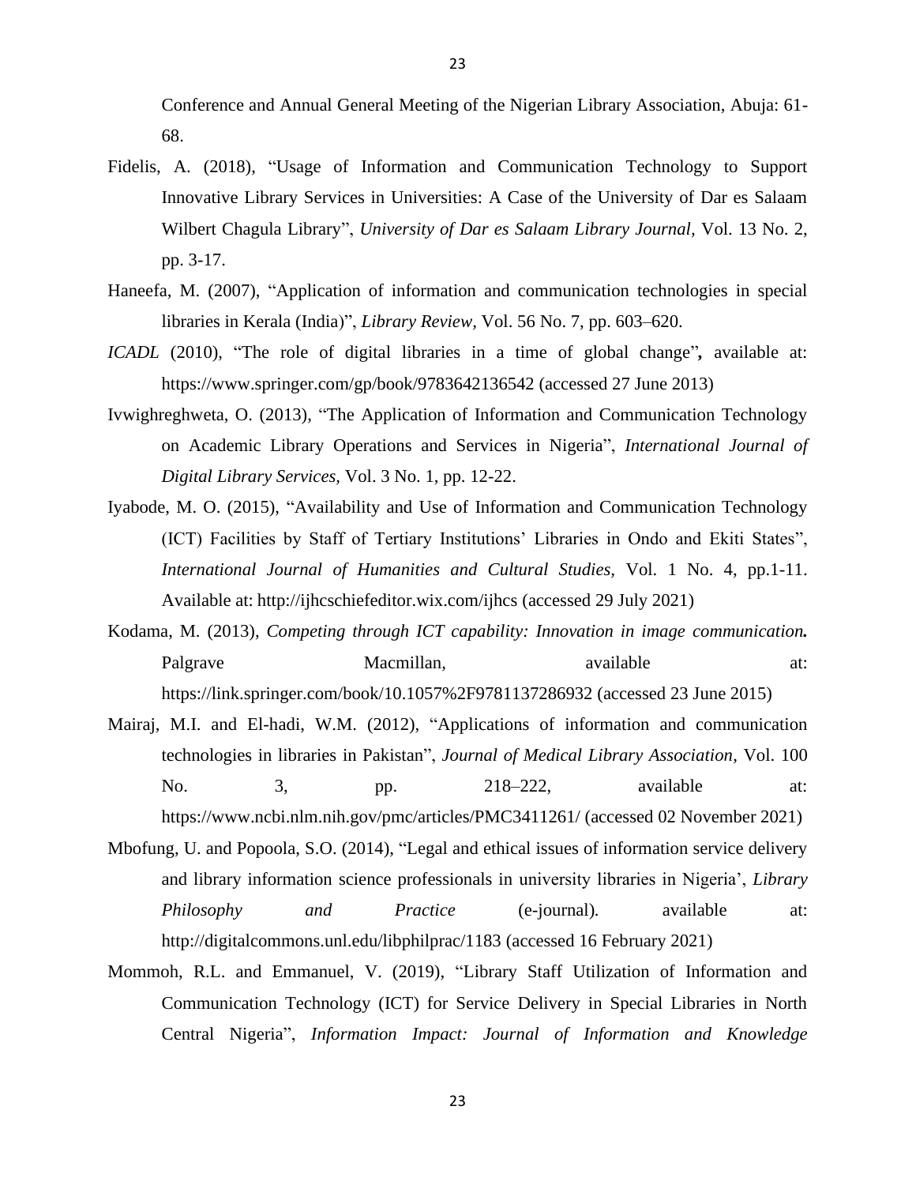Conference and Annual General Meeting of the Nigerian Library Association, Abuja: 61-68.

Fidelis, A. (2018), "Usage of Information and Communication Technology to Support Innovative Library Services in Universities: A Case of the University of Dar es Salaam Wilbert Chagula Library", *University of Dar es Salaam Library Journal,* Vol. 13 No. 2, pp. 3-17.

Haneefa, M. (2007), "Application of information and communication technologies in special libraries in Kerala (India)", *Library Review,* Vol. 56 No. 7, pp. 603–620.

*ICADL* (2010), "The role of digital libraries in a time of global change"**,** available at: https://www.springer.com/gp/book/9783642136542 (accessed 27 June 2013)

Ivwighreghweta, O. (2013), "The Application of Information and Communication Technology on Academic Library Operations and Services in Nigeria", *International Journal of Digital Library Services,* Vol. 3 No. 1, pp. 12-22.

Iyabode, M. O. (2015), "Availability and Use of Information and Communication Technology (ICT) Facilities by Staff of Tertiary Institutions' Libraries in Ondo and Ekiti States", *International Journal of Humanities and Cultural Studies,* Vol. 1 No. 4, pp.1-11. Available at: http://ijhcschiefeditor.wix.com/ijhcs (accessed 29 July 2021)

Kodama, M. (2013), *Competing through ICT capability: Innovation in image communication.* Palgrave Macmillan, available at: https://link.springer.com/book/10.1057%2F9781137286932 (accessed 23 June 2015)

Mairaj, M.I. and El-hadi, W.M. (2012), "Applications of information and communication technologies in libraries in Pakistan", *Journal of Medical Library Association*, Vol. 100 No. 3, pp. 218–222, available at: https://www.ncbi.nlm.nih.gov/pmc/articles/PMC3411261/ (accessed 02 November 2021)

Mbofung, U. and Popoola, S.O. (2014), "Legal and ethical issues of information service delivery and library information science professionals in university libraries in Nigeria', *Library Philosophy and Practice* (e-journal)*.* available at: http://digitalcommons.unl.edu/libphilprac/1183 (accessed 16 February 2021)

Mommoh, R.L. and Emmanuel, V. (2019), "Library Staff Utilization of Information and Communication Technology (ICT) for Service Delivery in Special Libraries in North Central Nigeria", *Information Impact: Journal of Information and Knowledge*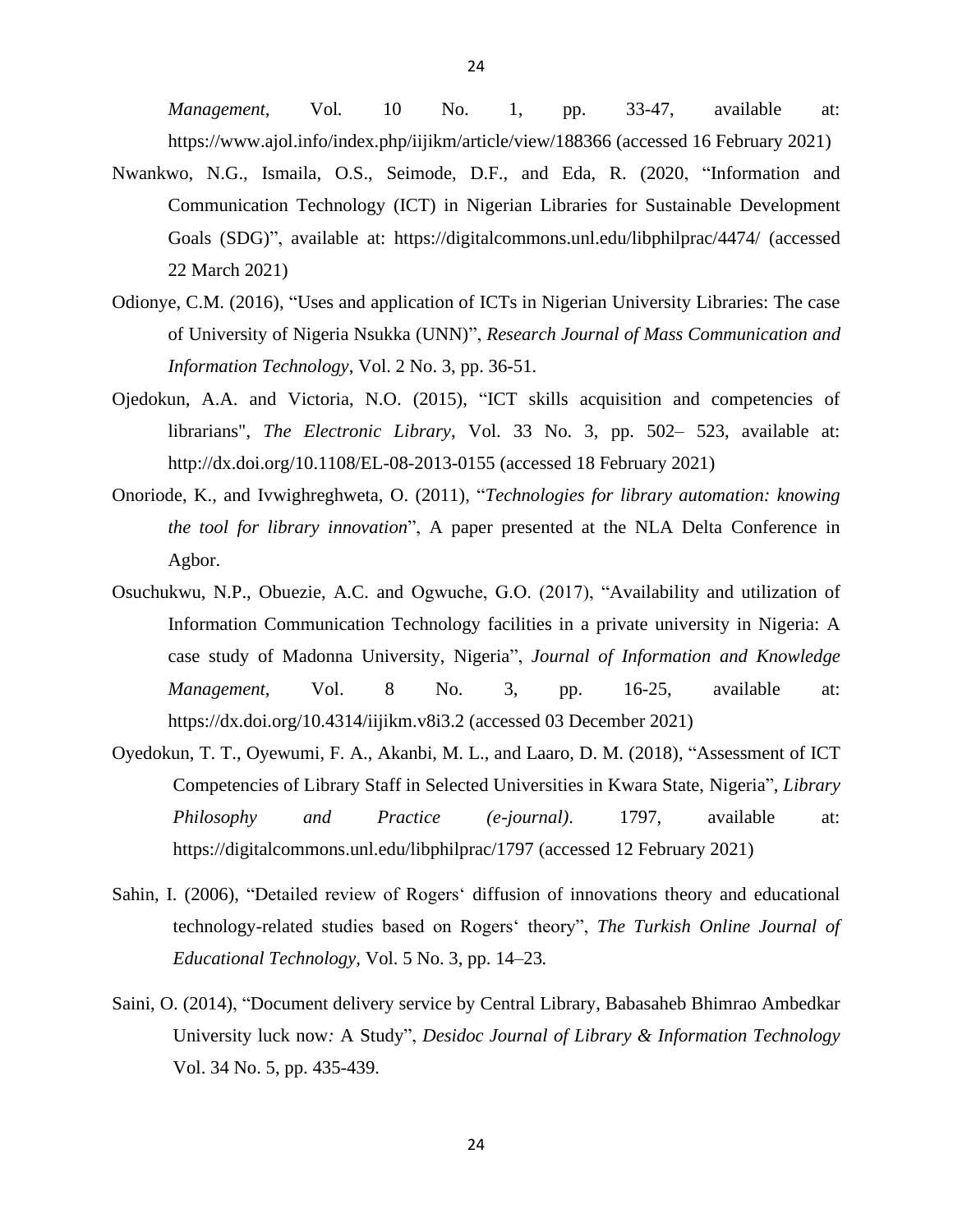*Management*, Vol. 10 No. 1, pp. 33-47, available at: https://www.ajol.info/index.php/iijikm/article/view/188366 (accessed 16 February 2021)

Nwankwo, N.G., Ismaila, O.S., Seimode, D.F., and Eda, R. (2020, "Information and Communication Technology (ICT) in Nigerian Libraries for Sustainable Development Goals (SDG)", available at: https://digitalcommons.unl.edu/libphilprac/4474/ (accessed 22 March 2021)

Odionye, C.M. (2016), "Uses and application of ICTs in Nigerian University Libraries: The case of University of Nigeria Nsukka (UNN)", *Research Journal of Mass Communication and Information Technology*, Vol. 2 No. 3, pp. 36-51.

Ojedokun, A.A. and Victoria, N.O. (2015), "ICT skills acquisition and competencies of librarians", *The Electronic Library*, Vol. 33 No. 3, pp. 502– 523, available at: http://dx.doi.org/10.1108/EL-08-2013-0155 (accessed 18 February 2021)

Onoriode, K., and Ivwighreghweta, O. (2011), "*Technologies for library automation: knowing the tool for library innovation*", A paper presented at the NLA Delta Conference in Agbor.

Osuchukwu, N.P., Obuezie, A.C. and Ogwuche, G.O. (2017), "Availability and utilization of Information Communication Technology facilities in a private university in Nigeria: A case study of Madonna University, Nigeria", *Journal of Information and Knowledge Management*, Vol. 8 No. 3, pp. 16-25, available at: https://dx.doi.org/10.4314/iijikm.v8i3.2 (accessed 03 December 2021)

Oyedokun, T. T., Oyewumi, F. A., Akanbi, M. L., and Laaro, D. M. (2018), "Assessment of ICT Competencies of Library Staff in Selected Universities in Kwara State, Nigeria", *Library Philosophy and Practice (e-journal)*. 1797, available at: https://digitalcommons.unl.edu/libphilprac/1797 (accessed 12 February 2021)

Sahin, I. (2006), "Detailed review of Rogers' diffusion of innovations theory and educational technology-related studies based on Rogers' theory", *The Turkish Online Journal of Educational Technology*, Vol. 5 No. 3, pp. 14–23*.*

Saini, O. (2014), "Document delivery service by Central Library, Babasaheb Bhimrao Ambedkar University luck now*:* A Study", *Desidoc Journal of Library & Information Technology* Vol. 34 No. 5, pp. 435-439.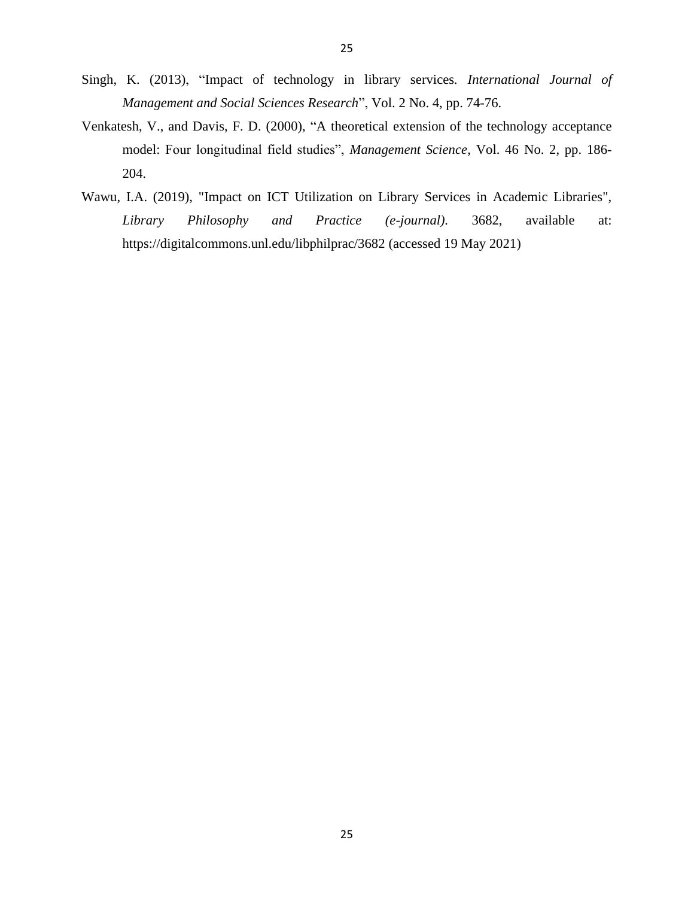Singh, K. (2013), "Impact of technology in library services. *International Journal of Management and Social Sciences Research*", Vol. 2 No. 4, pp. 74-76.

Venkatesh, V., and Davis, F. D. (2000), "A theoretical extension of the technology acceptance model: Four longitudinal field studies", *Management Science*, Vol. 46 No. 2, pp. 186-204.

Wawu, I.A. (2019), "Impact on ICT Utilization on Library Services in Academic Libraries", *Library Philosophy and Practice (e-journal).* 3682, available at: https://digitalcommons.unl.edu/libphilprac/3682 (accessed 19 May 2021)